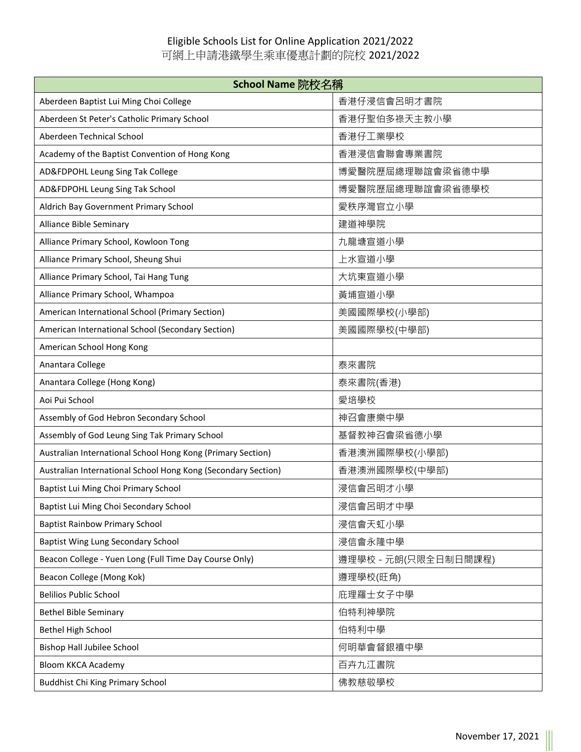# Eligible Schools List for Online Application 2021/2022
# 可網上申請港鐵學生乘車優惠計劃的院校 2021/2022

| School Name 院校名稱 | |
|---|---|
| Aberdeen Baptist Lui Ming Choi College | 香港仔浸信會呂明才書院 |
| Aberdeen St Peter's Catholic Primary School | 香港仔聖伯多祿天主教小學 |
| Aberdeen Technical School | 香港仔工業學校 |
| Academy of the Baptist Convention of Hong Kong | 香港浸信會聯會專業書院 |
| AD&FDPOHL Leung Sing Tak College | 博愛醫院歷屆總理聯誼會梁省德中學 |
| AD&FDPOHL Leung Sing Tak School | 博愛醫院歷屆總理聯誼會梁省德學校 |
| Aldrich Bay Government Primary School | 愛秩序灣官立小學 |
| Alliance Bible Seminary | 建道神學院 |
| Alliance Primary School, Kowloon Tong | 九龍塘宣道小學 |
| Alliance Primary School, Sheung Shui | 上水宣道小學 |
| Alliance Primary School, Tai Hang Tung | 大坑東宣道小學 |
| Alliance Primary School, Whampoa | 黃埔宣道小學 |
| American International School (Primary Section) | 美國國際學校(小學部) |
| American International School (Secondary Section) | 美國國際學校(中學部) |
| American School Hong Kong | |
| Anantara College | 泰來書院 |
| Anantara College (Hong Kong) | 泰來書院(香港) |
| Aoi Pui School | 愛培學校 |
| Assembly of God Hebron Secondary School | 神召會康樂中學 |
| Assembly of God Leung Sing Tak Primary School | 基督教神召會梁省德小學 |
| Australian International School Hong Kong (Primary Section) | 香港澳洲國際學校(小學部) |
| Australian International School Hong Kong (Secondary Section) | 香港澳洲國際學校(中學部) |
| Baptist Lui Ming Choi Primary School | 浸信會呂明才小學 |
| Baptist Lui Ming Choi Secondary School | 浸信會呂明才中學 |
| Baptist Rainbow Primary School | 浸信會天虹小學 |
| Baptist Wing Lung Secondary School | 浸信會永隆中學 |
| Beacon College - Yuen Long (Full Time Day Course Only) | 遵理學校 - 元朗(只限全日制日間課程) |
| Beacon College (Mong Kok) | 遵理學校(旺角) |
| Belilios Public School | 庇理羅士女子中學 |
| Bethel Bible Seminary | 伯特利神學院 |
| Bethel High School | 伯特利中學 |
| Bishop Hall Jubilee School | 何明華會督銀禧中學 |
| Bloom KKCA Academy | 百卉九江書院 |
| Buddhist Chi King Primary School | 佛教慈敬學校 |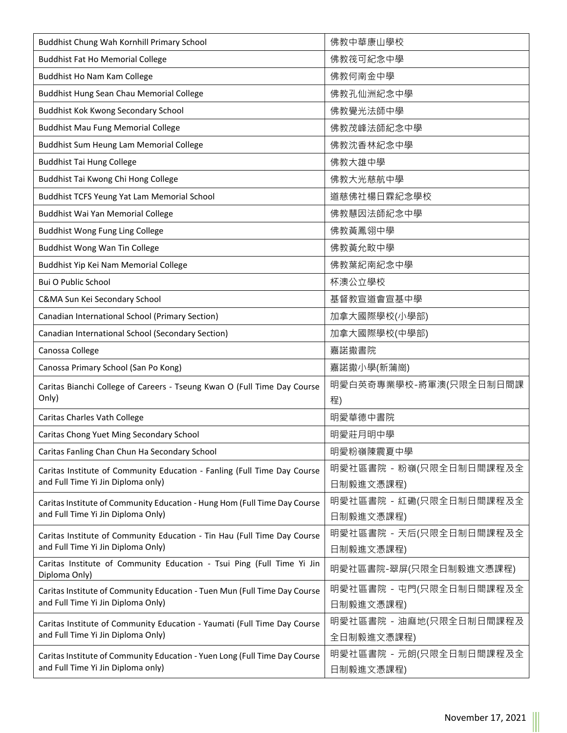| | |
|---|---|
| Buddhist Chung Wah Kornhill Primary School | 佛教中華康山學校 |
| Buddhist Fat Ho Memorial College | 佛教筏可紀念中學 |
| Buddhist Ho Nam Kam College | 佛教何南金中學 |
| Buddhist Hung Sean Chau Memorial College | 佛教孔仙洲紀念中學 |
| Buddhist Kok Kwong Secondary School | 佛教覺光法師中學 |
| Buddhist Mau Fung Memorial College | 佛教茂峰法師紀念中學 |
| Buddhist Sum Heung Lam Memorial College | 佛教沈香林紀念中學 |
| Buddhist Tai Hung College | 佛教大雄中學 |
| Buddhist Tai Kwong Chi Hong College | 佛教大光慈航中學 |
| Buddhist TCFS Yeung Yat Lam Memorial School | 道慈佛社楊日霖紀念學校 |
| Buddhist Wai Yan Memorial College | 佛教慧因法師紀念中學 |
| Buddhist Wong Fung Ling College | 佛教黃鳳翎中學 |
| Buddhist Wong Wan Tin College | 佛教黃允畋中學 |
| Buddhist Yip Kei Nam Memorial College | 佛教葉紀南紀念中學 |
| Bui O Public School | 杯澳公立學校 |
| C&MA Sun Kei Secondary School | 基督教宣道會宣基中學 |
| Canadian International School (Primary Section) | 加拿大國際學校(小學部) |
| Canadian International School (Secondary Section) | 加拿大國際學校(中學部) |
| Canossa College | 嘉諾撒書院 |
| Canossa Primary School (San Po Kong) | 嘉諾撒小學(新蒲崗) |
| Caritas Bianchi College of Careers - Tseung Kwan O (Full Time Day Course Only) | 明愛白英奇專業學校-將軍澳(只限全日制日間課程) |
| Caritas Charles Vath College | 明愛華德中書院 |
| Caritas Chong Yuet Ming Secondary School | 明愛莊月明中學 |
| Caritas Fanling Chan Chun Ha Secondary School | 明愛粉嶺陳震夏中學 |
| Caritas Institute of Community Education - Fanling (Full Time Day Course and Full Time Yi Jin Diploma only) | 明愛社區書院 - 粉嶺(只限全日制日間課程及全日制毅進文憑課程) |
| Caritas Institute of Community Education - Hung Hom (Full Time Day Course and Full Time Yi Jin Diploma Only) | 明愛社區書院 - 紅磡(只限全日制日間課程及全日制毅進文憑課程) |
| Caritas Institute of Community Education - Tin Hau (Full Time Day Course and Full Time Yi Jin Diploma Only) | 明愛社區書院 - 天后(只限全日制日間課程及全日制毅進文憑課程) |
| Caritas Institute of Community Education - Tsui Ping (Full Time Yi Jin Diploma Only) | 明愛社區書院-翠屏(只限全日制毅進文憑課程) |
| Caritas Institute of Community Education - Tuen Mun (Full Time Day Course and Full Time Yi Jin Diploma Only) | 明愛社區書院 - 屯門(只限全日制日間課程及全日制毅進文憑課程) |
| Caritas Institute of Community Education - Yaumati (Full Time Day Course and Full Time Yi Jin Diploma Only) | 明愛社區書院 - 油麻地(只限全日制日間課程及全日制毅進文憑課程) |
| Caritas Institute of Community Education - Yuen Long (Full Time Day Course and Full Time Yi Jin Diploma only) | 明愛社區書院 - 元朗(只限全日制日間課程及全日制毅進文憑課程) |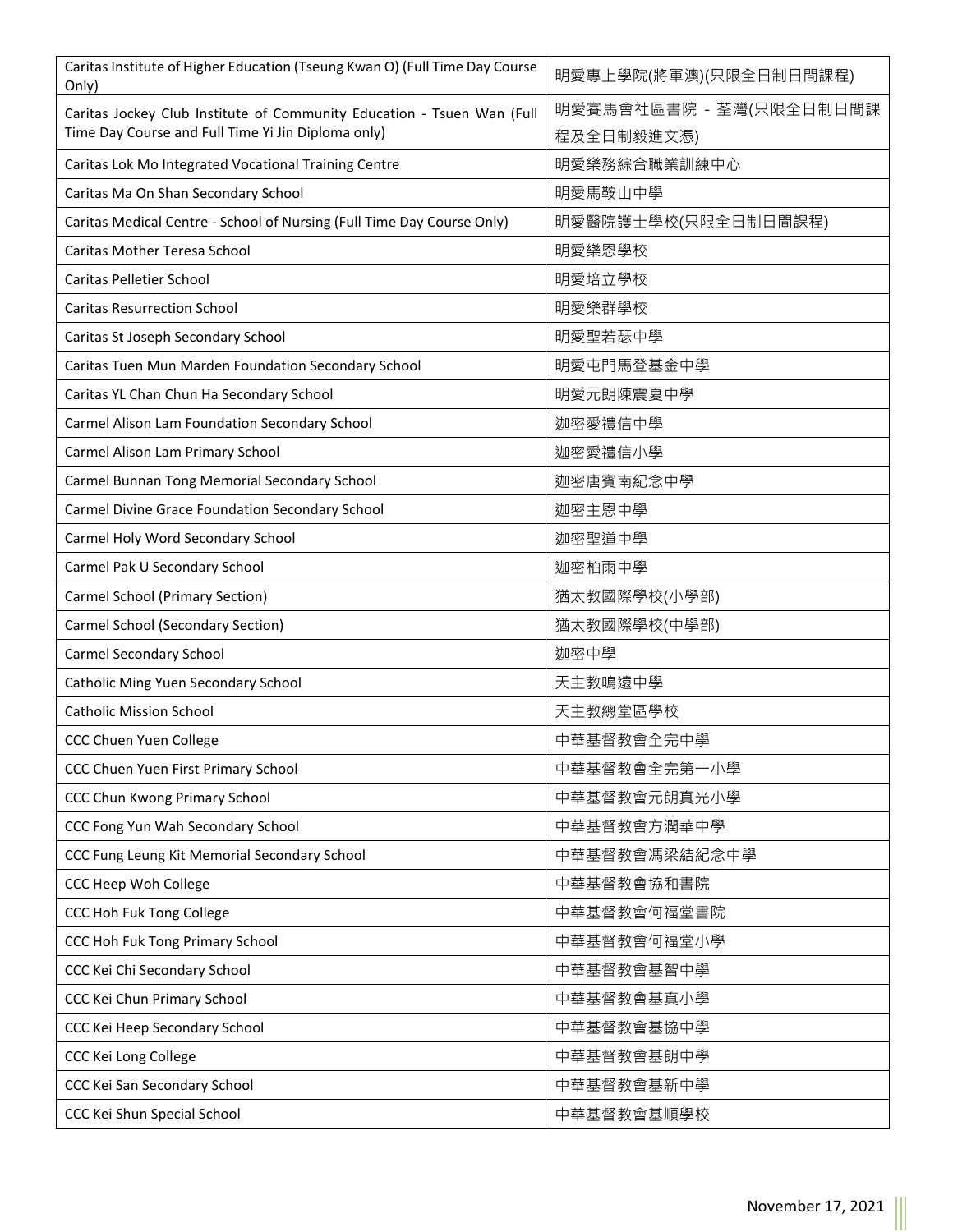| | |
|---|---|
| Caritas Institute of Higher Education (Tseung Kwan O) (Full Time Day Course Only) | 明愛專上學院(將軍澳)(只限全日制日間課程) |
| Caritas Jockey Club Institute of Community Education - Tsuen Wan (Full Time Day Course and Full Time Yi Jin Diploma only) | 明愛賽馬會社區書院 - 荃灣(只限全日制日間課程及全日制毅進文憑) |
| Caritas Lok Mo Integrated Vocational Training Centre | 明愛樂務綜合職業訓練中心 |
| Caritas Ma On Shan Secondary School | 明愛馬鞍山中學 |
| Caritas Medical Centre - School of Nursing (Full Time Day Course Only) | 明愛醫院護士學校(只限全日制日間課程) |
| Caritas Mother Teresa School | 明愛樂恩學校 |
| Caritas Pelletier School | 明愛培立學校 |
| Caritas Resurrection School | 明愛樂群學校 |
| Caritas St Joseph Secondary School | 明愛聖若瑟中學 |
| Caritas Tuen Mun Marden Foundation Secondary School | 明愛屯門馬登基金中學 |
| Caritas YL Chan Chun Ha Secondary School | 明愛元朗陳震夏中學 |
| Carmel Alison Lam Foundation Secondary School | 迦密愛禮信中學 |
| Carmel Alison Lam Primary School | 迦密愛禮信小學 |
| Carmel Bunnan Tong Memorial Secondary School | 迦密唐賓南紀念中學 |
| Carmel Divine Grace Foundation Secondary School | 迦密主恩中學 |
| Carmel Holy Word Secondary School | 迦密聖道中學 |
| Carmel Pak U Secondary School | 迦密柏雨中學 |
| Carmel School (Primary Section) | 猶太教國際學校(小學部) |
| Carmel School (Secondary Section) | 猶太教國際學校(中學部) |
| Carmel Secondary School | 迦密中學 |
| Catholic Ming Yuen Secondary School | 天主教鳴遠中學 |
| Catholic Mission School | 天主教總堂區學校 |
| CCC Chuen Yuen College | 中華基督教會全完中學 |
| CCC Chuen Yuen First Primary School | 中華基督教會全完第一小學 |
| CCC Chun Kwong Primary School | 中華基督教會元朗真光小學 |
| CCC Fong Yun Wah Secondary School | 中華基督教會方潤華中學 |
| CCC Fung Leung Kit Memorial Secondary School | 中華基督教會馮梁結紀念中學 |
| CCC Heep Woh College | 中華基督教會協和書院 |
| CCC Hoh Fuk Tong College | 中華基督教會何福堂書院 |
| CCC Hoh Fuk Tong Primary School | 中華基督教會何福堂小學 |
| CCC Kei Chi Secondary School | 中華基督教會基智中學 |
| CCC Kei Chun Primary School | 中華基督教會基真小學 |
| CCC Kei Heep Secondary School | 中華基督教會基協中學 |
| CCC Kei Long College | 中華基督教會基朗中學 |
| CCC Kei San Secondary School | 中華基督教會基新中學 |
| CCC Kei Shun Special School | 中華基督教會基順學校 |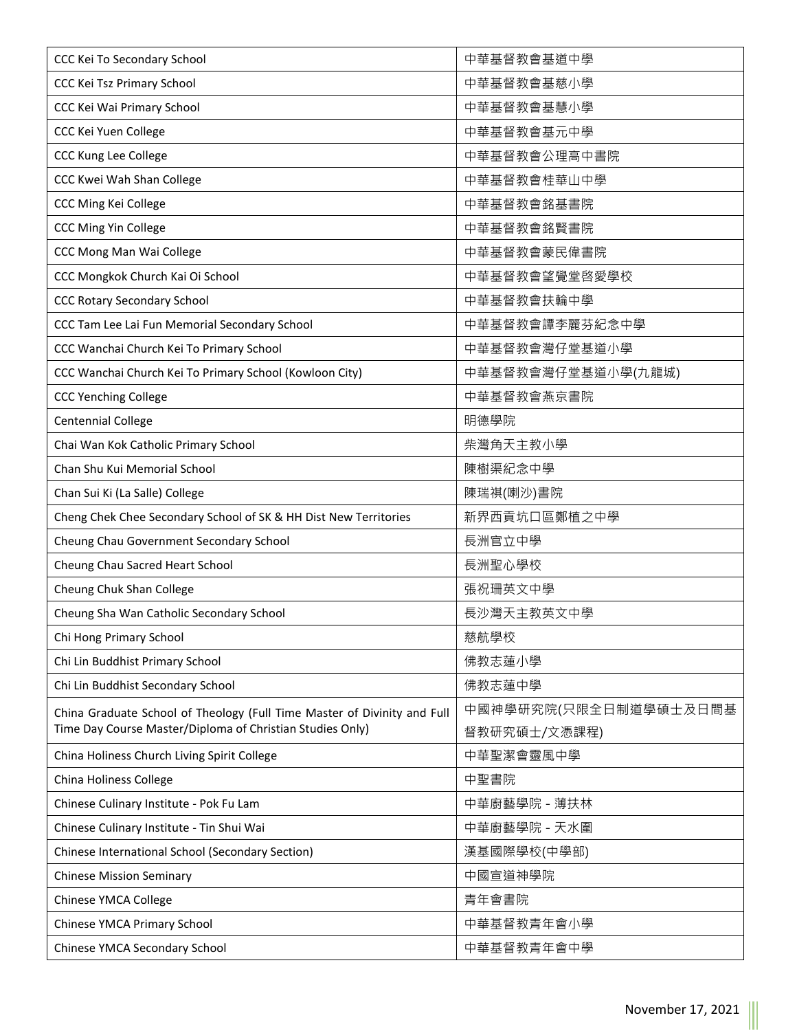| | |
|---|---|
| CCC Kei To Secondary School | 中華基督教會基道中學 |
| CCC Kei Tsz Primary School | 中華基督教會基慈小學 |
| CCC Kei Wai Primary School | 中華基督教會基慧小學 |
| CCC Kei Yuen College | 中華基督教會基元中學 |
| CCC Kung Lee College | 中華基督教會公理高中書院 |
| CCC Kwei Wah Shan College | 中華基督教會桂華山中學 |
| CCC Ming Kei College | 中華基督教會銘基書院 |
| CCC Ming Yin College | 中華基督教會銘賢書院 |
| CCC Mong Man Wai College | 中華基督教會蒙民偉書院 |
| CCC Mongkok Church Kai Oi School | 中華基督教會望覺堂啓愛學校 |
| CCC Rotary Secondary School | 中華基督教會扶輪中學 |
| CCC Tam Lee Lai Fun Memorial Secondary School | 中華基督教會譚李麗芬紀念中學 |
| CCC Wanchai Church Kei To Primary School | 中華基督教會灣仔堂基道小學 |
| CCC Wanchai Church Kei To Primary School (Kowloon City) | 中華基督教會灣仔堂基道小學(九龍城) |
| CCC Yenching College | 中華基督教會燕京書院 |
| Centennial College | 明德學院 |
| Chai Wan Kok Catholic Primary School | 柴灣角天主教小學 |
| Chan Shu Kui Memorial School | 陳樹渠紀念中學 |
| Chan Sui Ki (La Salle) College | 陳瑞祺(喇沙)書院 |
| Cheng Chek Chee Secondary School of SK & HH Dist New Territories | 新界西貢坑口區鄭植之中學 |
| Cheung Chau Government Secondary School | 長洲官立中學 |
| Cheung Chau Sacred Heart School | 長洲聖心學校 |
| Cheung Chuk Shan College | 張祝珊英文中學 |
| Cheung Sha Wan Catholic Secondary School | 長沙灣天主教英文中學 |
| Chi Hong Primary School | 慈航學校 |
| Chi Lin Buddhist Primary School | 佛教志蓮小學 |
| Chi Lin Buddhist Secondary School | 佛教志蓮中學 |
| China Graduate School of Theology (Full Time Master of Divinity and Full Time Day Course Master/Diploma of Christian Studies Only) | 中國神學研究院(只限全日制道學碩士及日間基督教研究碩士/文憑課程) |
| China Holiness Church Living Spirit College | 中華聖潔會靈風中學 |
| China Holiness College | 中聖書院 |
| Chinese Culinary Institute - Pok Fu Lam | 中華廚藝學院 - 薄扶林 |
| Chinese Culinary Institute - Tin Shui Wai | 中華廚藝學院 - 天水圍 |
| Chinese International School (Secondary Section) | 漢基國際學校(中學部) |
| Chinese Mission Seminary | 中國宣道神學院 |
| Chinese YMCA College | 青年會書院 |
| Chinese YMCA Primary School | 中華基督教青年會小學 |
| Chinese YMCA Secondary School | 中華基督教青年會中學 |

November 17, 2021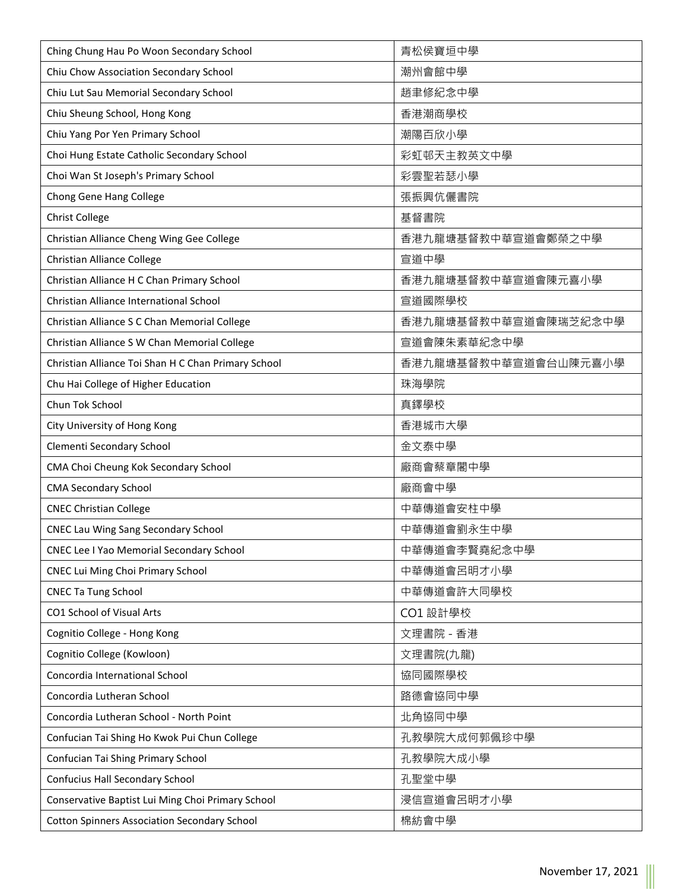| | |
|---|---|
| Ching Chung Hau Po Woon Secondary School | 青松侯寶垣中學 |
| Chiu Chow Association Secondary School | 潮州會館中學 |
| Chiu Lut Sau Memorial Secondary School | 趙聿修紀念中學 |
| Chiu Sheung School, Hong Kong | 香港潮商學校 |
| Chiu Yang Por Yen Primary School | 潮陽百欣小學 |
| Choi Hung Estate Catholic Secondary School | 彩虹邨天主教英文中學 |
| Choi Wan St Joseph's Primary School | 彩雲聖若瑟小學 |
| Chong Gene Hang College | 張振興伉儷書院 |
| Christ College | 基督書院 |
| Christian Alliance Cheng Wing Gee College | 香港九龍塘基督教中華宣道會鄭榮之中學 |
| Christian Alliance College | 宣道中學 |
| Christian Alliance H C Chan Primary School | 香港九龍塘基督教中華宣道會陳元喜小學 |
| Christian Alliance International School | 宣道國際學校 |
| Christian Alliance S C Chan Memorial College | 香港九龍塘基督教中華宣道會陳瑞芝紀念中學 |
| Christian Alliance S W Chan Memorial College | 宣道會陳朱素華紀念中學 |
| Christian Alliance Toi Shan H C Chan Primary School | 香港九龍塘基督教中華宣道會台山陳元喜小學 |
| Chu Hai College of Higher Education | 珠海學院 |
| Chun Tok School | 真鐸學校 |
| City University of Hong Kong | 香港城市大學 |
| Clementi Secondary School | 金文泰中學 |
| CMA Choi Cheung Kok Secondary School | 廠商會蔡章閣中學 |
| CMA Secondary School | 廠商會中學 |
| CNEC Christian College | 中華傳道會安柱中學 |
| CNEC Lau Wing Sang Secondary School | 中華傳道會劉永生中學 |
| CNEC Lee I Yao Memorial Secondary School | 中華傳道會李賢堯紀念中學 |
| CNEC Lui Ming Choi Primary School | 中華傳道會呂明才小學 |
| CNEC Ta Tung School | 中華傳道會許大同學校 |
| CO1 School of Visual Arts | CO1 設計學校 |
| Cognitio College - Hong Kong | 文理書院 - 香港 |
| Cognitio College (Kowloon) | 文理書院(九龍) |
| Concordia International School | 協同國際學校 |
| Concordia Lutheran School | 路德會協同中學 |
| Concordia Lutheran School - North Point | 北角協同中學 |
| Confucian Tai Shing Ho Kwok Pui Chun College | 孔教學院大成何郭佩珍中學 |
| Confucian Tai Shing Primary School | 孔教學院大成小學 |
| Confucius Hall Secondary School | 孔聖堂中學 |
| Conservative Baptist Lui Ming Choi Primary School | 浸信宣道會呂明才小學 |
| Cotton Spinners Association Secondary School | 棉紡會中學 |

November 17, 2021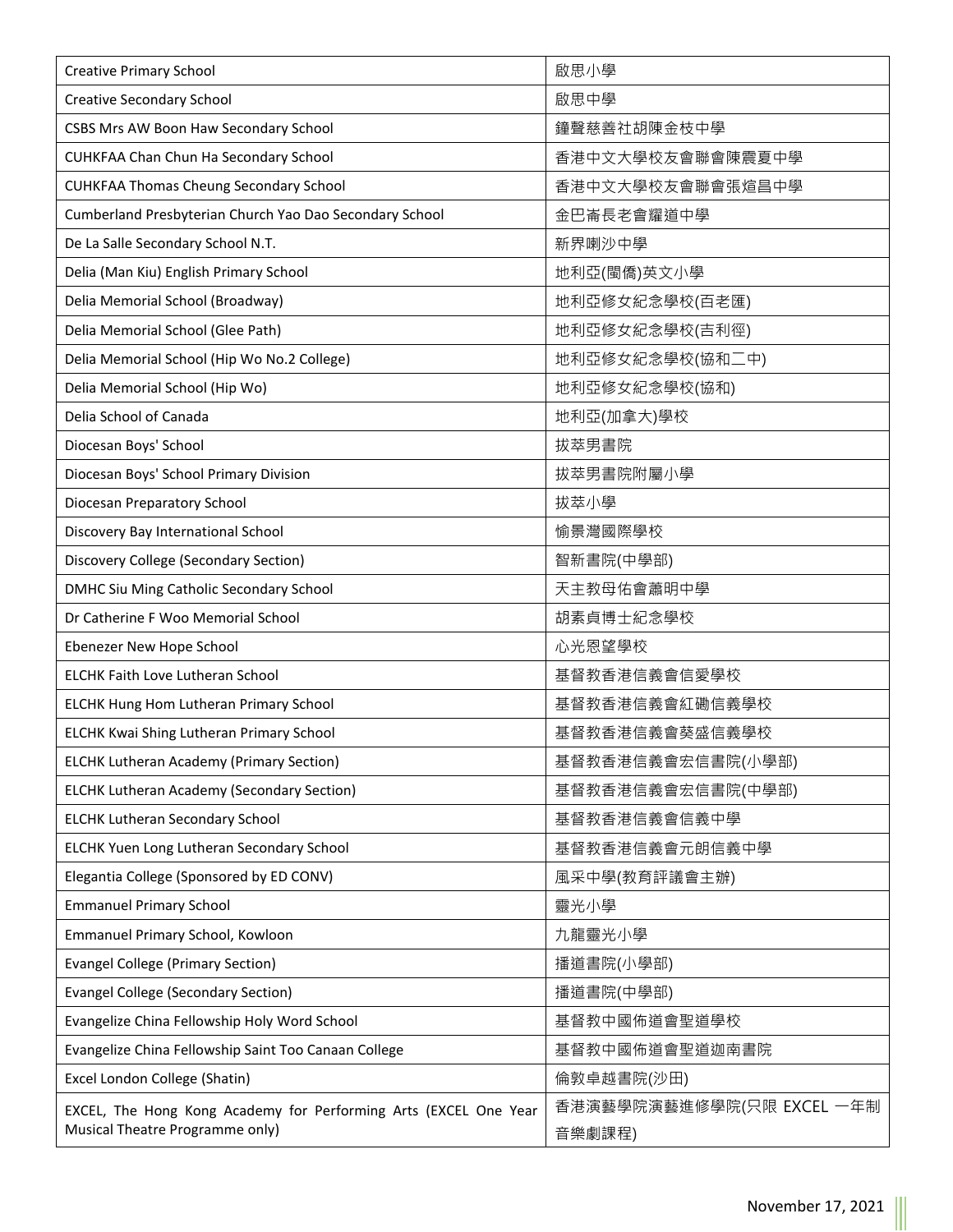| | |
|---|---|
| Creative Primary School | 啟思小學 |
| Creative Secondary School | 啟思中學 |
| CSBS Mrs AW Boon Haw Secondary School | 鐘聲慈善社胡陳金枝中學 |
| CUHKFAA Chan Chun Ha Secondary School | 香港中文大學校友會聯會陳震夏中學 |
| CUHKFAA Thomas Cheung Secondary School | 香港中文大學校友會聯會張煊昌中學 |
| Cumberland Presbyterian Church Yao Dao Secondary School | 金巴崙長老會耀道中學 |
| De La Salle Secondary School N.T. | 新界喇沙中學 |
| Delia (Man Kiu) English Primary School | 地利亞(閩僑)英文小學 |
| Delia Memorial School (Broadway) | 地利亞修女紀念學校(百老匯) |
| Delia Memorial School (Glee Path) | 地利亞修女紀念學校(吉利徑) |
| Delia Memorial School (Hip Wo No.2 College) | 地利亞修女紀念學校(協和二中) |
| Delia Memorial School (Hip Wo) | 地利亞修女紀念學校(協和) |
| Delia School of Canada | 地利亞(加拿大)學校 |
| Diocesan Boys' School | 拔萃男書院 |
| Diocesan Boys' School Primary Division | 拔萃男書院附屬小學 |
| Diocesan Preparatory School | 拔萃小學 |
| Discovery Bay International School | 愉景灣國際學校 |
| Discovery College (Secondary Section) | 智新書院(中學部) |
| DMHC Siu Ming Catholic Secondary School | 天主教母佑會蕭明中學 |
| Dr Catherine F Woo Memorial School | 胡素貞博士紀念學校 |
| Ebenezer New Hope School | 心光恩望學校 |
| ELCHK Faith Love Lutheran School | 基督教香港信義會信愛學校 |
| ELCHK Hung Hom Lutheran Primary School | 基督教香港信義會紅磡信義學校 |
| ELCHK Kwai Shing Lutheran Primary School | 基督教香港信義會葵盛信義學校 |
| ELCHK Lutheran Academy (Primary Section) | 基督教香港信義會宏信書院(小學部) |
| ELCHK Lutheran Academy (Secondary Section) | 基督教香港信義會宏信書院(中學部) |
| ELCHK Lutheran Secondary School | 基督教香港信義會信義中學 |
| ELCHK Yuen Long Lutheran Secondary School | 基督教香港信義會元朗信義中學 |
| Elegantia College (Sponsored by ED CONV) | 風采中學(教育評議會主辦) |
| Emmanuel Primary School | 靈光小學 |
| Emmanuel Primary School, Kowloon | 九龍靈光小學 |
| Evangel College (Primary Section) | 播道書院(小學部) |
| Evangel College (Secondary Section) | 播道書院(中學部) |
| Evangelize China Fellowship Holy Word School | 基督教中國佈道會聖道學校 |
| Evangelize China Fellowship Saint Too Canaan College | 基督教中國佈道會聖道迦南書院 |
| Excel London College (Shatin) | 倫敦卓越書院(沙田) |
| EXCEL, The Hong Kong Academy for Performing Arts (EXCEL One Year Musical Theatre Programme only) | 香港演藝學院演藝進修學院(只限 EXCEL 一年制音樂劇課程) |

November 17, 2021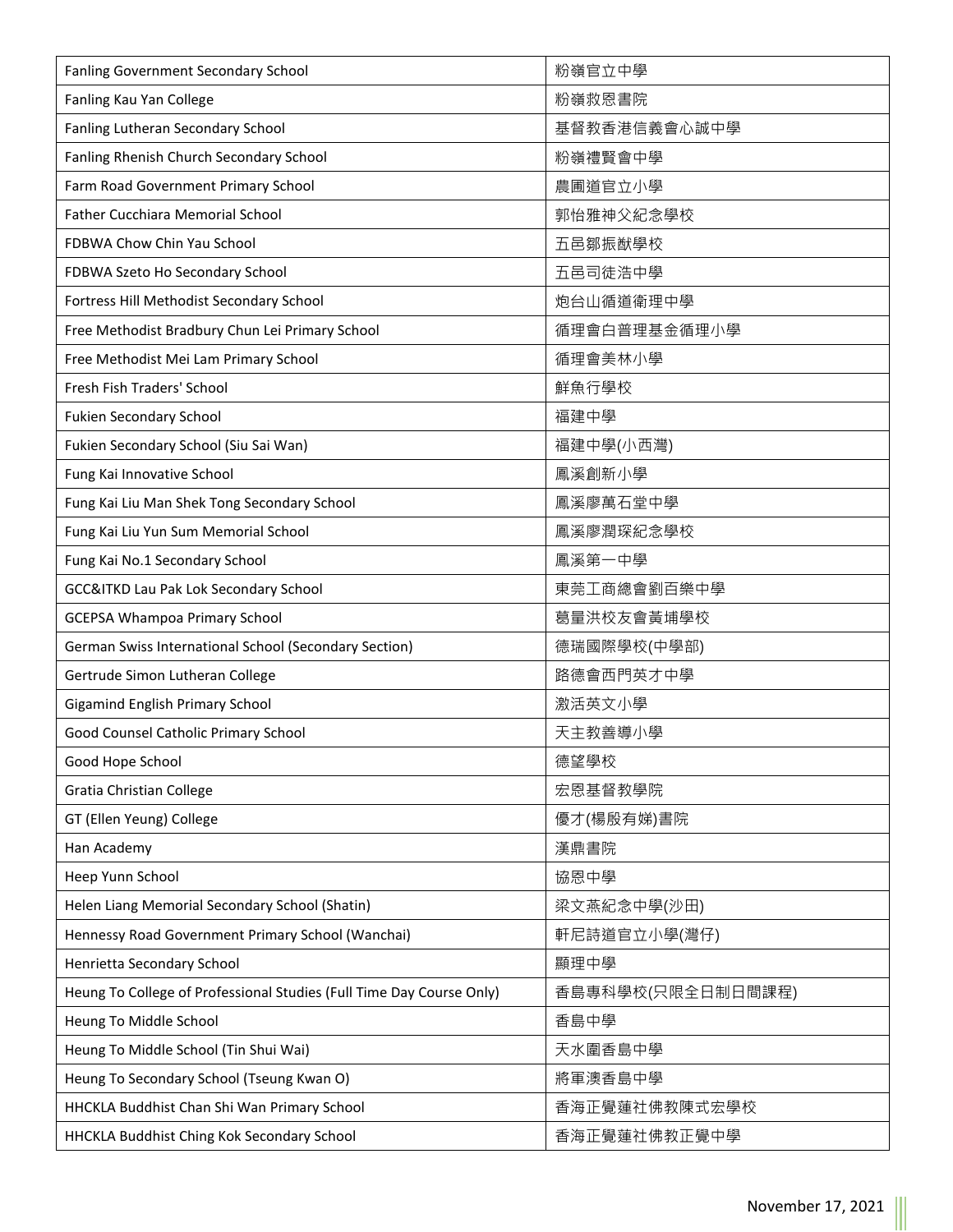| | |
|---|---|
| Fanling Government Secondary School | 粉嶺官立中學 |
| Fanling Kau Yan College | 粉嶺救恩書院 |
| Fanling Lutheran Secondary School | 基督教香港信義會心誠中學 |
| Fanling Rhenish Church Secondary School | 粉嶺禮賢會中學 |
| Farm Road Government Primary School | 農圃道官立小學 |
| Father Cucchiara Memorial School | 郭怡雅神父紀念學校 |
| FDBWA Chow Chin Yau School | 五邑鄒振猷學校 |
| FDBWA Szeto Ho Secondary School | 五邑司徒浩中學 |
| Fortress Hill Methodist Secondary School | 炮台山循道衛理中學 |
| Free Methodist Bradbury Chun Lei Primary School | 循理會白普理基金循理小學 |
| Free Methodist Mei Lam Primary School | 循理會美林小學 |
| Fresh Fish Traders' School | 鮮魚行學校 |
| Fukien Secondary School | 福建中學 |
| Fukien Secondary School (Siu Sai Wan) | 福建中學(小西灣) |
| Fung Kai Innovative School | 鳳溪創新小學 |
| Fung Kai Liu Man Shek Tong Secondary School | 鳳溪廖萬石堂中學 |
| Fung Kai Liu Yun Sum Memorial School | 鳳溪廖潤琛紀念學校 |
| Fung Kai No.1 Secondary School | 鳳溪第一中學 |
| GCC&ITKD Lau Pak Lok Secondary School | 東莞工商總會劉百樂中學 |
| GCEPSA Whampoa Primary School | 葛量洪校友會黃埔學校 |
| German Swiss International School (Secondary Section) | 德瑞國際學校(中學部) |
| Gertrude Simon Lutheran College | 路德會西門英才中學 |
| Gigamind English Primary School | 激活英文小學 |
| Good Counsel Catholic Primary School | 天主教善導小學 |
| Good Hope School | 德望學校 |
| Gratia Christian College | 宏恩基督教學院 |
| GT (Ellen Yeung) College | 優才(楊殷有娣)書院 |
| Han Academy | 漢鼎書院 |
| Heep Yunn School | 協恩中學 |
| Helen Liang Memorial Secondary School (Shatin) | 梁文燕紀念中學(沙田) |
| Hennessy Road Government Primary School (Wanchai) | 軒尼詩道官立小學(灣仔) |
| Henrietta Secondary School | 顯理中學 |
| Heung To College of Professional Studies (Full Time Day Course Only) | 香島專科學校(只限全日制日間課程) |
| Heung To Middle School | 香島中學 |
| Heung To Middle School (Tin Shui Wai) | 天水圍香島中學 |
| Heung To Secondary School (Tseung Kwan O) | 將軍澳香島中學 |
| HHCKLA Buddhist Chan Shi Wan Primary School | 香海正覺蓮社佛教陳式宏學校 |
| HHCKLA Buddhist Ching Kok Secondary School | 香海正覺蓮社佛教正覺中學 |

November 17, 2021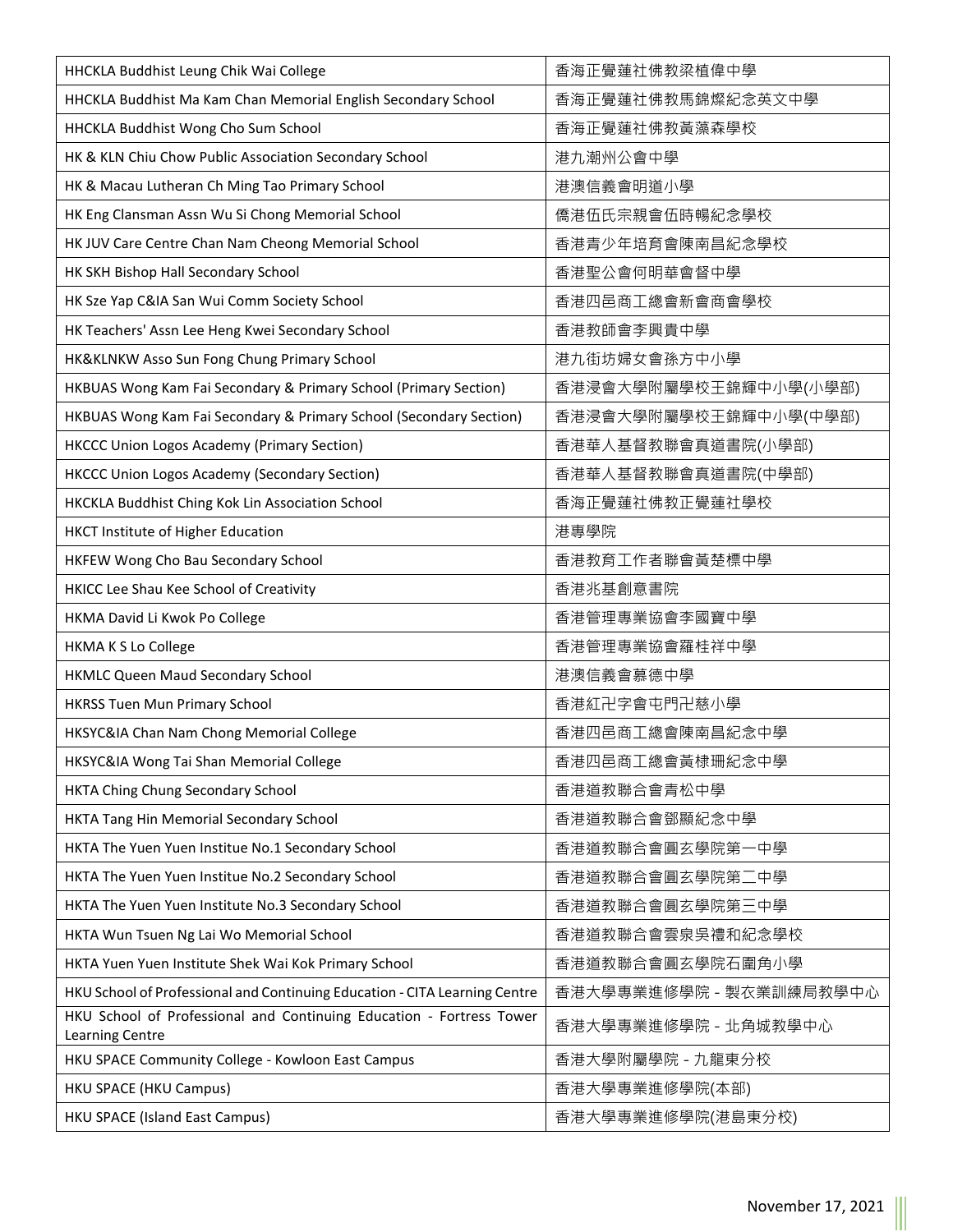| | |
|---|---|
| HHCKLA Buddhist Leung Chik Wai College | 香海正覺蓮社佛教梁植偉中學 |
| HHCKLA Buddhist Ma Kam Chan Memorial English Secondary School | 香海正覺蓮社佛教馬錦燦紀念英文中學 |
| HHCKLA Buddhist Wong Cho Sum School | 香海正覺蓮社佛教黃藻森學校 |
| HK & KLN Chiu Chow Public Association Secondary School | 港九潮州公會中學 |
| HK & Macau Lutheran Ch Ming Tao Primary School | 港澳信義會明道小學 |
| HK Eng Clansman Assn Wu Si Chong Memorial School | 僑港伍氏宗親會伍時暢紀念學校 |
| HK JUV Care Centre Chan Nam Cheong Memorial School | 香港青少年培育會陳南昌紀念學校 |
| HK SKH Bishop Hall Secondary School | 香港聖公會何明華會督中學 |
| HK Sze Yap C&IA San Wui Comm Society School | 香港四邑商工總會新會商會學校 |
| HK Teachers' Assn Lee Heng Kwei Secondary School | 香港教師會李興貴中學 |
| HK&KLNKW Asso Sun Fong Chung Primary School | 港九街坊婦女會孫方中小學 |
| HKBUAS Wong Kam Fai Secondary & Primary School (Primary Section) | 香港浸會大學附屬學校王錦輝中小學(小學部) |
| HKBUAS Wong Kam Fai Secondary & Primary School (Secondary Section) | 香港浸會大學附屬學校王錦輝中小學(中學部) |
| HKCCC Union Logos Academy (Primary Section) | 香港華人基督教聯會真道書院(小學部) |
| HKCCC Union Logos Academy (Secondary Section) | 香港華人基督教聯會真道書院(中學部) |
| HKCKLA Buddhist Ching Kok Lin Association School | 香海正覺蓮社佛教正覺蓮社學校 |
| HKCT Institute of Higher Education | 港專學院 |
| HKFEW Wong Cho Bau Secondary School | 香港教育工作者聯會黃楚標中學 |
| HKICC Lee Shau Kee School of Creativity | 香港兆基創意書院 |
| HKMA David Li Kwok Po College | 香港管理專業協會李國寶中學 |
| HKMA K S Lo College | 香港管理專業協會羅桂祥中學 |
| HKMLC Queen Maud Secondary School | 港澳信義會慕德中學 |
| HKRSS Tuen Mun Primary School | 香港紅卍字會屯門卍慈小學 |
| HKSYC&IA Chan Nam Chong Memorial College | 香港四邑商工總會陳南昌紀念中學 |
| HKSYC&IA Wong Tai Shan Memorial College | 香港四邑商工總會黃棣珊紀念中學 |
| HKTA Ching Chung Secondary School | 香港道教聯合會青松中學 |
| HKTA Tang Hin Memorial Secondary School | 香港道教聯合會鄧顯紀念中學 |
| HKTA The Yuen Yuen Institue No.1 Secondary School | 香港道教聯合會圓玄學院第一中學 |
| HKTA The Yuen Yuen Institue No.2 Secondary School | 香港道教聯合會圓玄學院第二中學 |
| HKTA The Yuen Yuen Institute No.3 Secondary School | 香港道教聯合會圓玄學院第三中學 |
| HKTA Wun Tsuen Ng Lai Wo Memorial School | 香港道教聯合會雲泉吳禮和紀念學校 |
| HKTA Yuen Yuen Institute Shek Wai Kok Primary School | 香港道教聯合會圓玄學院石圍角小學 |
| HKU School of Professional and Continuing Education - CITA Learning Centre | 香港大學專業進修學院 - 製衣業訓練局教學中心 |
| HKU School of Professional and Continuing Education - Fortress Tower Learning Centre | 香港大學專業進修學院 - 北角城教學中心 |
| HKU SPACE Community College - Kowloon East Campus | 香港大學附屬學院 - 九龍東分校 |
| HKU SPACE (HKU Campus) | 香港大學專業進修學院(本部) |
| HKU SPACE (Island East Campus) | 香港大學專業進修學院(港島東分校) |

November 17, 2021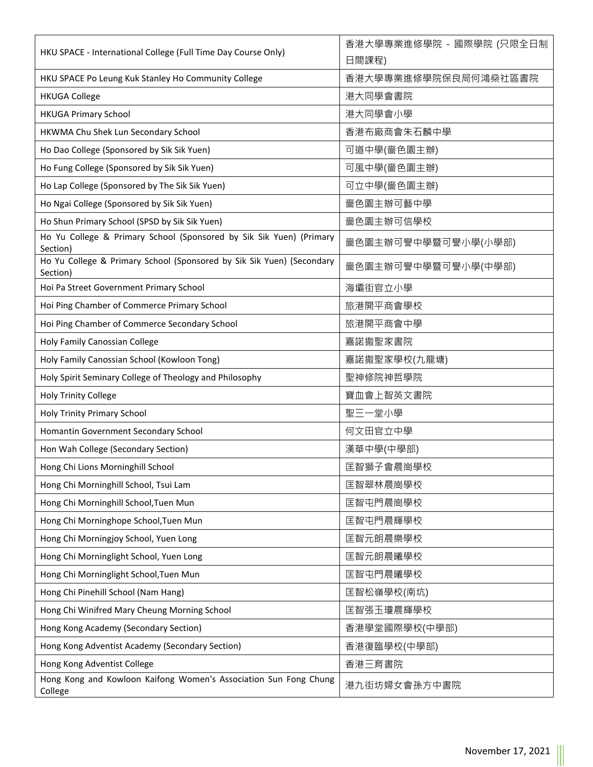| | |
|---|---|
| HKU SPACE - International College (Full Time Day Course Only) | 香港大學專業進修學院 - 國際學院 (只限全日制日間課程) |
| HKU SPACE Po Leung Kuk Stanley Ho Community College | 香港大學專業進修學院保良局何鴻燊社區書院 |
| HKUGA College | 港大同學會書院 |
| HKUGA Primary School | 港大同學會小學 |
| HKWMA Chu Shek Lun Secondary School | 香港布廠商會朱石麟中學 |
| Ho Dao College (Sponsored by Sik Sik Yuen) | 可道中學(嗇色園主辦) |
| Ho Fung College (Sponsored by Sik Sik Yuen) | 可風中學(嗇色園主辦) |
| Ho Lap College (Sponsored by The Sik Sik Yuen) | 可立中學(嗇色園主辦) |
| Ho Ngai College (Sponsored by Sik Sik Yuen) | 嗇色園主辦可藝中學 |
| Ho Shun Primary School (SPSD by Sik Sik Yuen) | 嗇色園主辦可信學校 |
| Ho Yu College & Primary School (Sponsored by Sik Sik Yuen) (Primary Section) | 嗇色園主辦可譽中學暨可譽小學(小學部) |
| Ho Yu College & Primary School (Sponsored by Sik Sik Yuen) (Secondary Section) | 嗇色園主辦可譽中學暨可譽小學(中學部) |
| Hoi Pa Street Government Primary School | 海壩街官立小學 |
| Hoi Ping Chamber of Commerce Primary School | 旅港開平商會學校 |
| Hoi Ping Chamber of Commerce Secondary School | 旅港開平商會中學 |
| Holy Family Canossian College | 嘉諾撒聖家書院 |
| Holy Family Canossian School (Kowloon Tong) | 嘉諾撒聖家學校(九龍塘) |
| Holy Spirit Seminary College of Theology and Philosophy | 聖神修院神哲學院 |
| Holy Trinity College | 寶血會上智英文書院 |
| Holy Trinity Primary School | 聖三一堂小學 |
| Homantin Government Secondary School | 何文田官立中學 |
| Hon Wah College (Secondary Section) | 漢華中學(中學部) |
| Hong Chi Lions Morninghill School | 匡智獅子會晨崗學校 |
| Hong Chi Morninghill School, Tsui Lam | 匡智翠林晨崗學校 |
| Hong Chi Morninghill School,Tuen Mun | 匡智屯門晨崗學校 |
| Hong Chi Morninghope School,Tuen Mun | 匡智屯門晨輝學校 |
| Hong Chi Morningjoy School, Yuen Long | 匡智元朗晨樂學校 |
| Hong Chi Morninglight School, Yuen Long | 匡智元朗晨曦學校 |
| Hong Chi Morninglight School,Tuen Mun | 匡智屯門晨曦學校 |
| Hong Chi Pinehill School (Nam Hang) | 匡智松嶺學校(南坑) |
| Hong Chi Winifred Mary Cheung Morning School | 匡智張玉瓊晨輝學校 |
| Hong Kong Academy (Secondary Section) | 香港學堂國際學校(中學部) |
| Hong Kong Adventist Academy (Secondary Section) | 香港復臨學校(中學部) |
| Hong Kong Adventist College | 香港三育書院 |
| Hong Kong and Kowloon Kaifong Women's Association Sun Fong Chung College | 港九街坊婦女會孫方中書院 |

November 17, 2021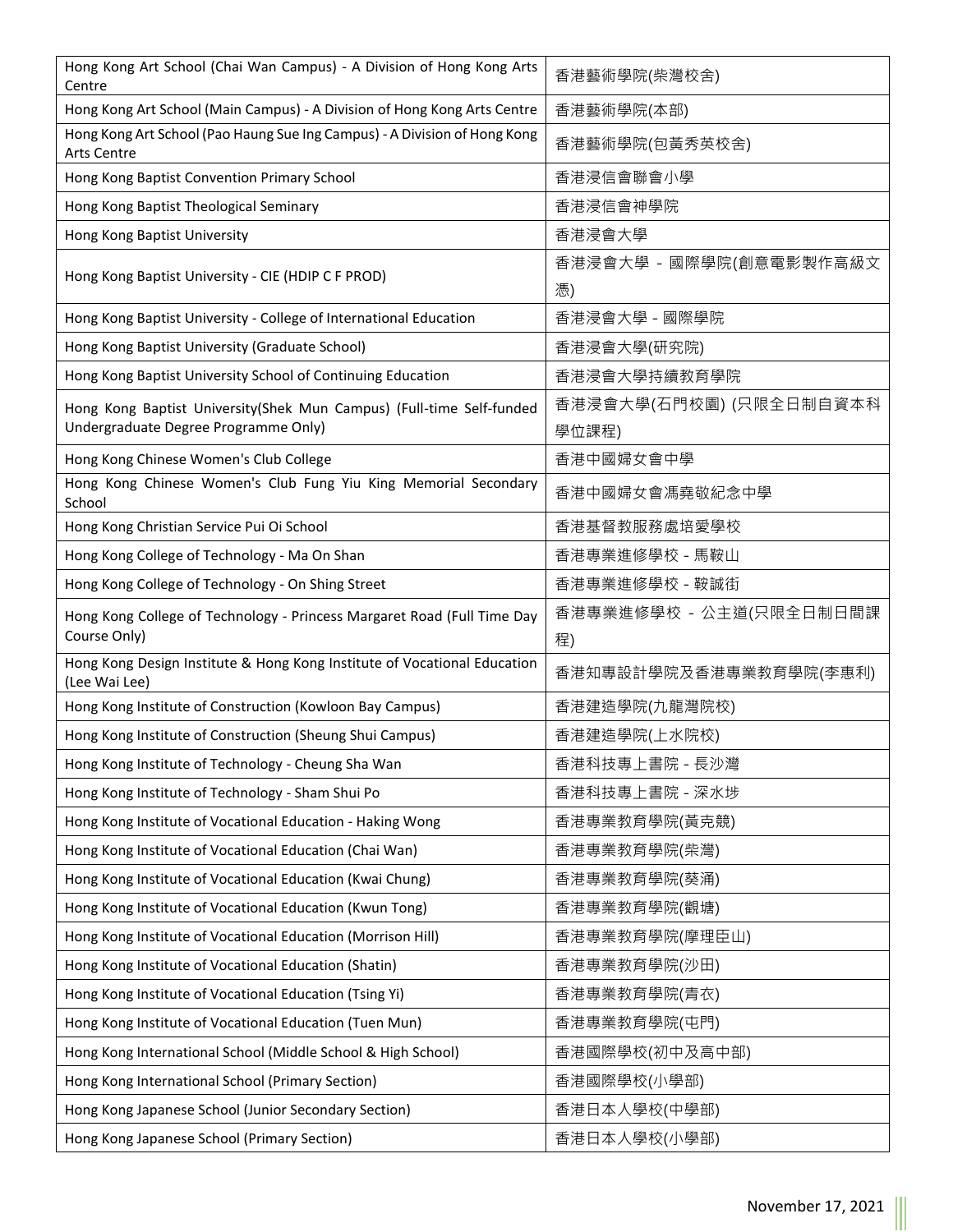| | |
|---|---|
| Hong Kong Art School (Chai Wan Campus) - A Division of Hong Kong Arts Centre | 香港藝術學院(柴灣校舍) |
| Hong Kong Art School (Main Campus) - A Division of Hong Kong Arts Centre | 香港藝術學院(本部) |
| Hong Kong Art School (Pao Haung Sue Ing Campus) - A Division of Hong Kong Arts Centre | 香港藝術學院(包黃秀英校舍) |
| Hong Kong Baptist Convention Primary School | 香港浸信會聯會小學 |
| Hong Kong Baptist Theological Seminary | 香港浸信會神學院 |
| Hong Kong Baptist University | 香港浸會大學 |
| Hong Kong Baptist University - CIE (HDIP C F PROD) | 香港浸會大學 - 國際學院(創意電影製作高級文憑) |
| Hong Kong Baptist University - College of International Education | 香港浸會大學 - 國際學院 |
| Hong Kong Baptist University (Graduate School) | 香港浸會大學(研究院) |
| Hong Kong Baptist University School of Continuing Education | 香港浸會大學持續教育學院 |
| Hong Kong Baptist University(Shek Mun Campus) (Full-time Self-funded Undergraduate Degree Programme Only) | 香港浸會大學(石門校園) (只限全日制自資本科學位課程) |
| Hong Kong Chinese Women's Club College | 香港中國婦女會中學 |
| Hong Kong Chinese Women's Club Fung Yiu King Memorial Secondary School | 香港中國婦女會馮堯敬紀念中學 |
| Hong Kong Christian Service Pui Oi School | 香港基督教服務處培愛學校 |
| Hong Kong College of Technology - Ma On Shan | 香港專業進修學校 - 馬鞍山 |
| Hong Kong College of Technology - On Shing Street | 香港專業進修學校 - 鞍誠街 |
| Hong Kong College of Technology - Princess Margaret Road (Full Time Day Course Only) | 香港專業進修學校 - 公主道(只限全日制日間課程) |
| Hong Kong Design Institute & Hong Kong Institute of Vocational Education (Lee Wai Lee) | 香港知專設計學院及香港專業教育學院(李惠利) |
| Hong Kong Institute of Construction (Kowloon Bay Campus) | 香港建造學院(九龍灣院校) |
| Hong Kong Institute of Construction (Sheung Shui Campus) | 香港建造學院(上水院校) |
| Hong Kong Institute of Technology - Cheung Sha Wan | 香港科技專上書院 - 長沙灣 |
| Hong Kong Institute of Technology - Sham Shui Po | 香港科技專上書院 - 深水埗 |
| Hong Kong Institute of Vocational Education - Haking Wong | 香港專業教育學院(黃克競) |
| Hong Kong Institute of Vocational Education (Chai Wan) | 香港專業教育學院(柴灣) |
| Hong Kong Institute of Vocational Education (Kwai Chung) | 香港專業教育學院(葵涌) |
| Hong Kong Institute of Vocational Education (Kwun Tong) | 香港專業教育學院(觀塘) |
| Hong Kong Institute of Vocational Education (Morrison Hill) | 香港專業教育學院(摩理臣山) |
| Hong Kong Institute of Vocational Education (Shatin) | 香港專業教育學院(沙田) |
| Hong Kong Institute of Vocational Education (Tsing Yi) | 香港專業教育學院(青衣) |
| Hong Kong Institute of Vocational Education (Tuen Mun) | 香港專業教育學院(屯門) |
| Hong Kong International School (Middle School & High School) | 香港國際學校(初中及高中部) |
| Hong Kong International School (Primary Section) | 香港國際學校(小學部) |
| Hong Kong Japanese School (Junior Secondary Section) | 香港日本人學校(中學部) |
| Hong Kong Japanese School (Primary Section) | 香港日本人學校(小學部) |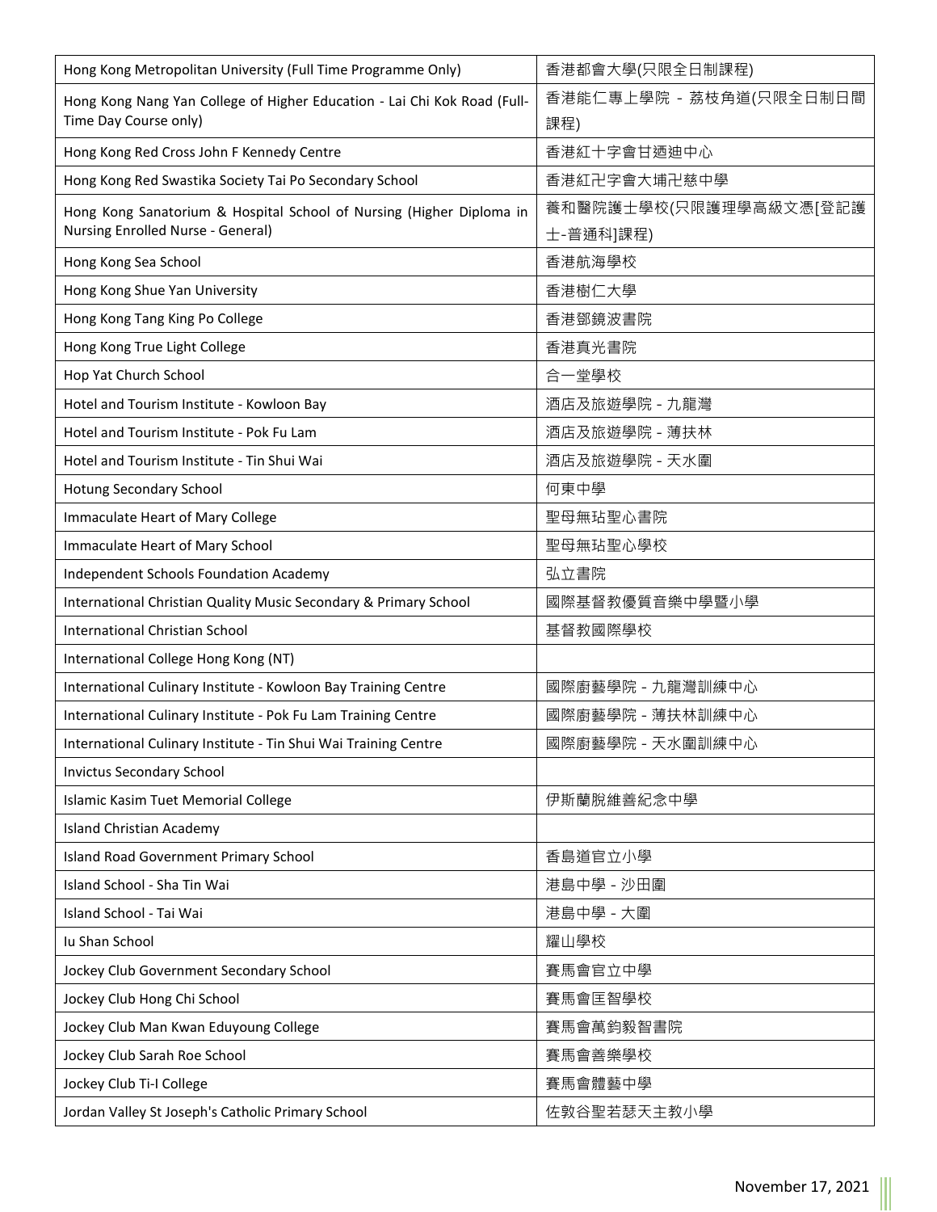| | |
|---|---|
| Hong Kong Metropolitan University (Full Time Programme Only) | 香港都會大學(只限全日制課程) |
| Hong Kong Nang Yan College of Higher Education - Lai Chi Kok Road (Full-Time Day Course only) | 香港能仁專上學院 - 荔枝角道(只限全日制日間課程) |
| Hong Kong Red Cross John F Kennedy Centre | 香港紅十字會甘迺迪中心 |
| Hong Kong Red Swastika Society Tai Po Secondary School | 香港紅卍字會大埔卍慈中學 |
| Hong Kong Sanatorium & Hospital School of Nursing (Higher Diploma in Nursing Enrolled Nurse - General) | 養和醫院護士學校(只限護理學高級文憑[登記護士-普通科]課程) |
| Hong Kong Sea School | 香港航海學校 |
| Hong Kong Shue Yan University | 香港樹仁大學 |
| Hong Kong Tang King Po College | 香港鄧鏡波書院 |
| Hong Kong True Light College | 香港真光書院 |
| Hop Yat Church School | 合一堂學校 |
| Hotel and Tourism Institute - Kowloon Bay | 酒店及旅遊學院 - 九龍灣 |
| Hotel and Tourism Institute - Pok Fu Lam | 酒店及旅遊學院 - 薄扶林 |
| Hotel and Tourism Institute - Tin Shui Wai | 酒店及旅遊學院 - 天水圍 |
| Hotung Secondary School | 何東中學 |
| Immaculate Heart of Mary College | 聖母無玷聖心書院 |
| Immaculate Heart of Mary School | 聖母無玷聖心學校 |
| Independent Schools Foundation Academy | 弘立書院 |
| International Christian Quality Music Secondary & Primary School | 國際基督教優質音樂中學暨小學 |
| International Christian School | 基督教國際學校 |
| International College Hong Kong (NT) | |
| International Culinary Institute - Kowloon Bay Training Centre | 國際廚藝學院 - 九龍灣訓練中心 |
| International Culinary Institute - Pok Fu Lam Training Centre | 國際廚藝學院 - 薄扶林訓練中心 |
| International Culinary Institute - Tin Shui Wai Training Centre | 國際廚藝學院 - 天水圍訓練中心 |
| Invictus Secondary School | |
| Islamic Kasim Tuet Memorial College | 伊斯蘭脫維善紀念中學 |
| Island Christian Academy | |
| Island Road Government Primary School | 香島道官立小學 |
| Island School - Sha Tin Wai | 港島中學 - 沙田圍 |
| Island School - Tai Wai | 港島中學 - 大圍 |
| Iu Shan School | 耀山學校 |
| Jockey Club Government Secondary School | 賽馬會官立中學 |
| Jockey Club Hong Chi School | 賽馬會匡智學校 |
| Jockey Club Man Kwan Eduyoung College | 賽馬會萬鈞毅智書院 |
| Jockey Club Sarah Roe School | 賽馬會善樂學校 |
| Jockey Club Ti-I College | 賽馬會體藝中學 |
| Jordan Valley St Joseph's Catholic Primary School | 佐敦谷聖若瑟天主教小學 |

November 17, 2021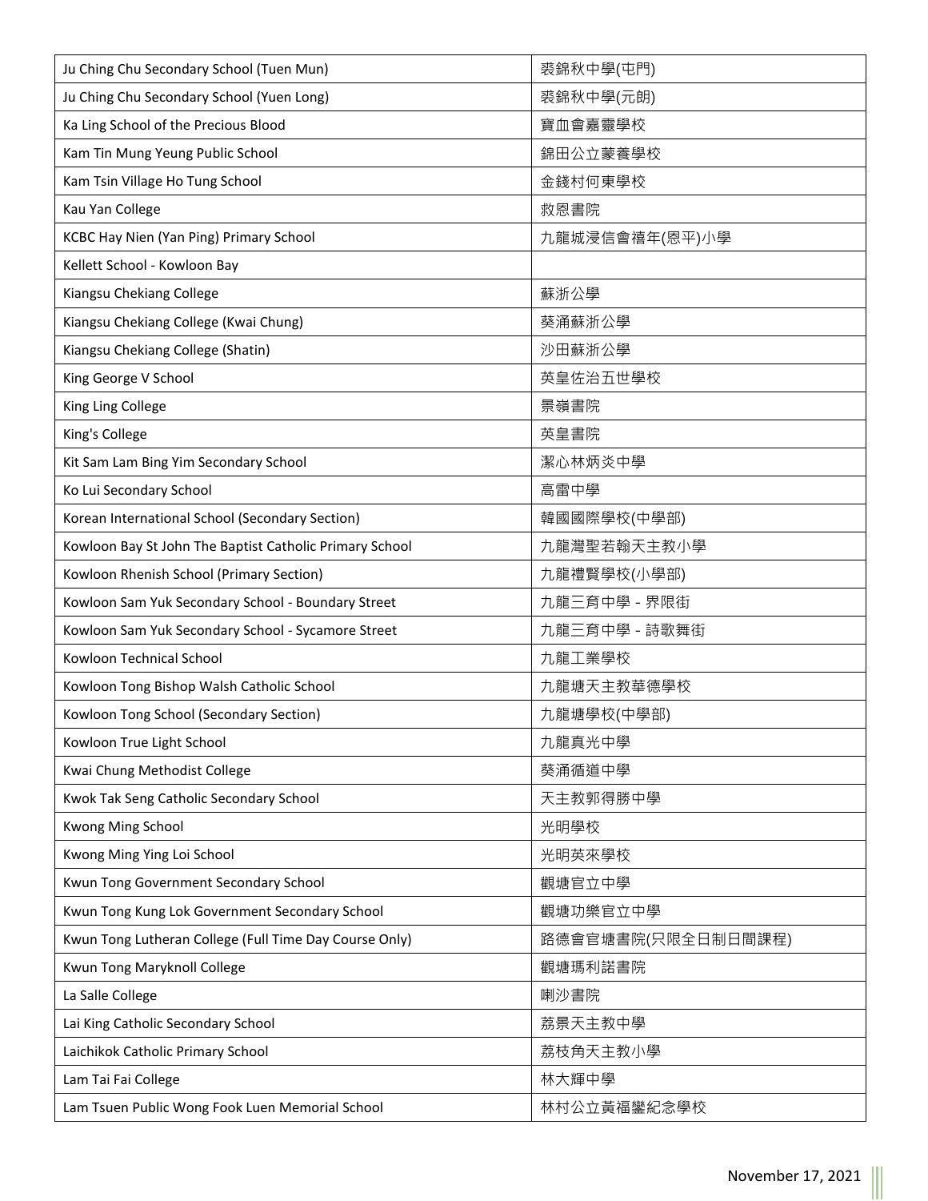| | |
|---|---|
| Ju Ching Chu Secondary School (Tuen Mun) | 裘錦秋中學(屯門) |
| Ju Ching Chu Secondary School (Yuen Long) | 裘錦秋中學(元朗) |
| Ka Ling School of the Precious Blood | 寶血會嘉靈學校 |
| Kam Tin Mung Yeung Public School | 錦田公立蒙養學校 |
| Kam Tsin Village Ho Tung School | 金錢村何東學校 |
| Kau Yan College | 救恩書院 |
| KCBC Hay Nien (Yan Ping) Primary School | 九龍城浸信會禧年(恩平)小學 |
| Kellett School - Kowloon Bay | |
| Kiangsu Chekiang College | 蘇浙公學 |
| Kiangsu Chekiang College (Kwai Chung) | 葵涌蘇浙公學 |
| Kiangsu Chekiang College (Shatin) | 沙田蘇浙公學 |
| King George V School | 英皇佐治五世學校 |
| King Ling College | 景嶺書院 |
| King's College | 英皇書院 |
| Kit Sam Lam Bing Yim Secondary School | 潔心林炳炎中學 |
| Ko Lui Secondary School | 高雷中學 |
| Korean International School (Secondary Section) | 韓國國際學校(中學部) |
| Kowloon Bay St John The Baptist Catholic Primary School | 九龍灣聖若翰天主教小學 |
| Kowloon Rhenish School (Primary Section) | 九龍禮賢學校(小學部) |
| Kowloon Sam Yuk Secondary School - Boundary Street | 九龍三育中學 - 界限街 |
| Kowloon Sam Yuk Secondary School - Sycamore Street | 九龍三育中學 - 詩歌舞街 |
| Kowloon Technical School | 九龍工業學校 |
| Kowloon Tong Bishop Walsh Catholic School | 九龍塘天主教華德學校 |
| Kowloon Tong School (Secondary Section) | 九龍塘學校(中學部) |
| Kowloon True Light School | 九龍真光中學 |
| Kwai Chung Methodist College | 葵涌循道中學 |
| Kwok Tak Seng Catholic Secondary School | 天主教郭得勝中學 |
| Kwong Ming School | 光明學校 |
| Kwong Ming Ying Loi School | 光明英來學校 |
| Kwun Tong Government Secondary School | 觀塘官立中學 |
| Kwun Tong Kung Lok Government Secondary School | 觀塘功樂官立中學 |
| Kwun Tong Lutheran College (Full Time Day Course Only) | 路德會官塘書院(只限全日制日間課程) |
| Kwun Tong Maryknoll College | 觀塘瑪利諾書院 |
| La Salle College | 喇沙書院 |
| Lai King Catholic Secondary School | 荔景天主教中學 |
| Laichikok Catholic Primary School | 荔枝角天主教小學 |
| Lam Tai Fai College | 林大輝中學 |
| Lam Tsuen Public Wong Fook Luen Memorial School | 林村公立黃福鑾紀念學校 |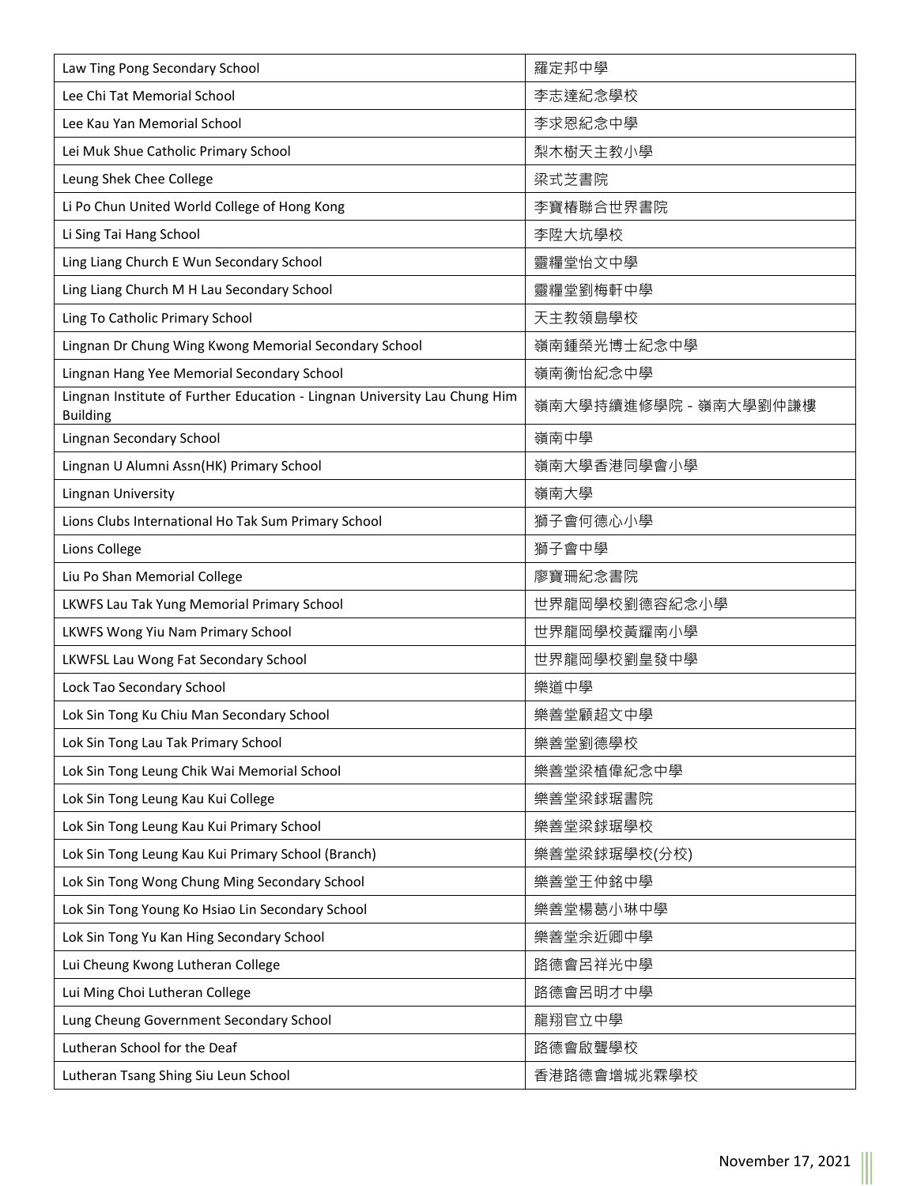| | |
|---|---|
| Law Ting Pong Secondary School | 羅定邦中學 |
| Lee Chi Tat Memorial School | 李志達紀念學校 |
| Lee Kau Yan Memorial School | 李求恩紀念中學 |
| Lei Muk Shue Catholic Primary School | 梨木樹天主教小學 |
| Leung Shek Chee College | 梁式芝書院 |
| Li Po Chun United World College of Hong Kong | 李寶椿聯合世界書院 |
| Li Sing Tai Hang School | 李陞大坑學校 |
| Ling Liang Church E Wun Secondary School | 靈糧堂怡文中學 |
| Ling Liang Church M H Lau Secondary School | 靈糧堂劉梅軒中學 |
| Ling To Catholic Primary School | 天主教領島學校 |
| Lingnan Dr Chung Wing Kwong Memorial Secondary School | 嶺南鍾榮光博士紀念中學 |
| Lingnan Hang Yee Memorial Secondary School | 嶺南衡怡紀念中學 |
| Lingnan Institute of Further Education - Lingnan University Lau Chung Him Building | 嶺南大學持續進修學院 - 嶺南大學劉仲謙樓 |
| Lingnan Secondary School | 嶺南中學 |
| Lingnan U Alumni Assn(HK) Primary School | 嶺南大學香港同學會小學 |
| Lingnan University | 嶺南大學 |
| Lions Clubs International Ho Tak Sum Primary School | 獅子會何德心小學 |
| Lions College | 獅子會中學 |
| Liu Po Shan Memorial College | 廖寶珊紀念書院 |
| LKWFS Lau Tak Yung Memorial Primary School | 世界龍岡學校劉德容紀念小學 |
| LKWFS Wong Yiu Nam Primary School | 世界龍岡學校黃耀南小學 |
| LKWFSL Lau Wong Fat Secondary School | 世界龍岡學校劉皇發中學 |
| Lock Tao Secondary School | 樂道中學 |
| Lok Sin Tong Ku Chiu Man Secondary School | 樂善堂顧超文中學 |
| Lok Sin Tong Lau Tak Primary School | 樂善堂劉德學校 |
| Lok Sin Tong Leung Chik Wai Memorial School | 樂善堂梁植偉紀念中學 |
| Lok Sin Tong Leung Kau Kui College | 樂善堂梁銶琚書院 |
| Lok Sin Tong Leung Kau Kui Primary School | 樂善堂梁銶琚學校 |
| Lok Sin Tong Leung Kau Kui Primary School (Branch) | 樂善堂梁銶琚學校(分校) |
| Lok Sin Tong Wong Chung Ming Secondary School | 樂善堂王仲銘中學 |
| Lok Sin Tong Young Ko Hsiao Lin Secondary School | 樂善堂楊葛小琳中學 |
| Lok Sin Tong Yu Kan Hing Secondary School | 樂善堂余近卿中學 |
| Lui Cheung Kwong Lutheran College | 路德會呂祥光中學 |
| Lui Ming Choi Lutheran College | 路德會呂明才中學 |
| Lung Cheung Government Secondary School | 龍翔官立中學 |
| Lutheran School for the Deaf | 路德會啟聾學校 |
| Lutheran Tsang Shing Siu Leun School | 香港路德會增城兆霖學校 |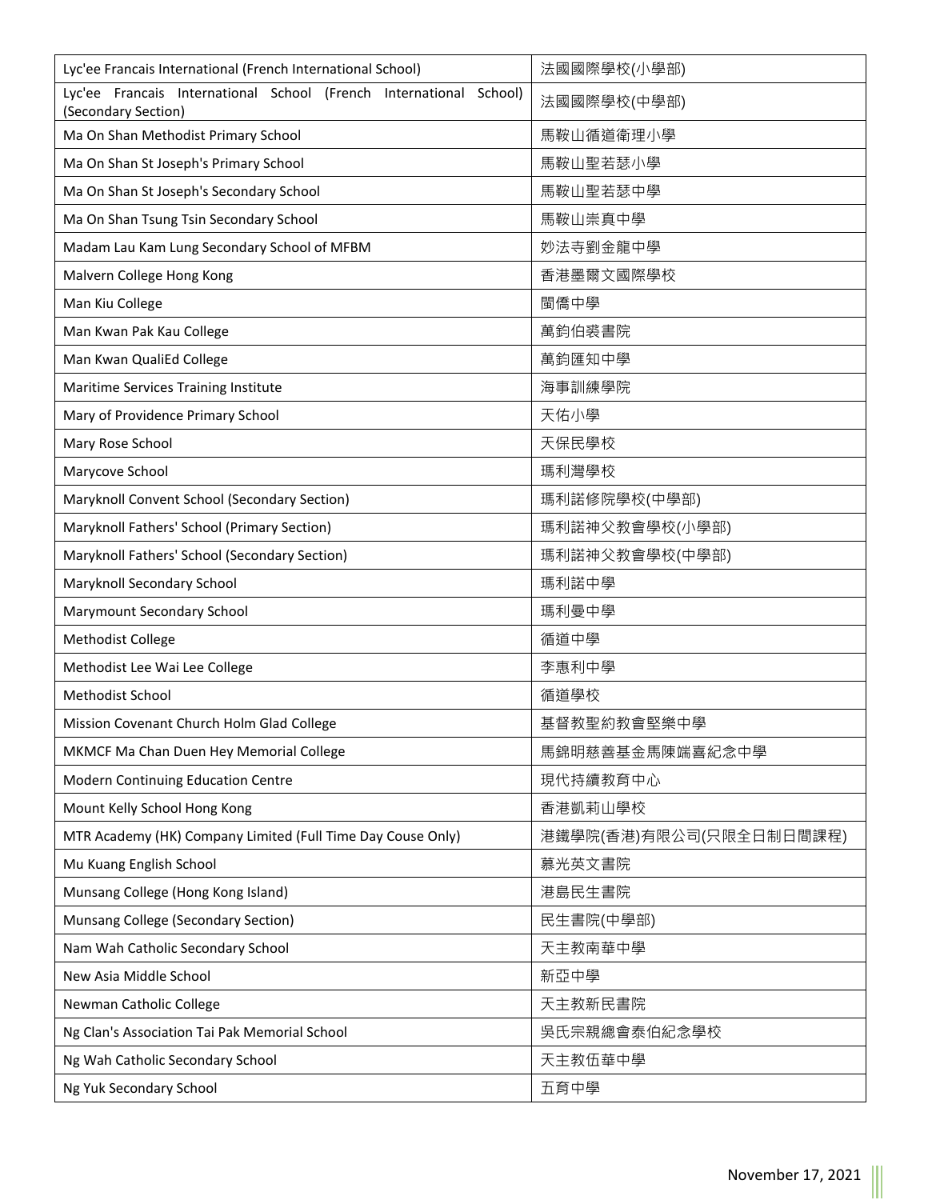| | |
|---|---|
| Lyc'ee Francais International (French International School) | 法國國際學校(小學部) |
| Lyc'ee Francais International School (French International School) (Secondary Section) | 法國國際學校(中學部) |
| Ma On Shan Methodist Primary School | 馬鞍山循道衛理小學 |
| Ma On Shan St Joseph's Primary School | 馬鞍山聖若瑟小學 |
| Ma On Shan St Joseph's Secondary School | 馬鞍山聖若瑟中學 |
| Ma On Shan Tsung Tsin Secondary School | 馬鞍山崇真中學 |
| Madam Lau Kam Lung Secondary School of MFBM | 妙法寺劉金龍中學 |
| Malvern College Hong Kong | 香港墨爾文國際學校 |
| Man Kiu College | 閩僑中學 |
| Man Kwan Pak Kau College | 萬鈞伯裘書院 |
| Man Kwan QualiEd College | 萬鈞匯知中學 |
| Maritime Services Training Institute | 海事訓練學院 |
| Mary of Providence Primary School | 天佑小學 |
| Mary Rose School | 天保民學校 |
| Marycove School | 瑪利灣學校 |
| Maryknoll Convent School (Secondary Section) | 瑪利諾修院學校(中學部) |
| Maryknoll Fathers' School (Primary Section) | 瑪利諾神父教會學校(小學部) |
| Maryknoll Fathers' School (Secondary Section) | 瑪利諾神父教會學校(中學部) |
| Maryknoll Secondary School | 瑪利諾中學 |
| Marymount Secondary School | 瑪利曼中學 |
| Methodist College | 循道中學 |
| Methodist Lee Wai Lee College | 李惠利中學 |
| Methodist School | 循道學校 |
| Mission Covenant Church Holm Glad College | 基督教聖約教會堅樂中學 |
| MKMCF Ma Chan Duen Hey Memorial College | 馬錦明慈善基金馬陳端喜紀念中學 |
| Modern Continuing Education Centre | 現代持續教育中心 |
| Mount Kelly School Hong Kong | 香港凱莉山學校 |
| MTR Academy (HK) Company Limited (Full Time Day Couse Only) | 港鐵學院(香港)有限公司(只限全日制日間課程) |
| Mu Kuang English School | 慕光英文書院 |
| Munsang College (Hong Kong Island) | 港島民生書院 |
| Munsang College (Secondary Section) | 民生書院(中學部) |
| Nam Wah Catholic Secondary School | 天主教南華中學 |
| New Asia Middle School | 新亞中學 |
| Newman Catholic College | 天主教新民書院 |
| Ng Clan's Association Tai Pak Memorial School | 吳氏宗親總會泰伯紀念學校 |
| Ng Wah Catholic Secondary School | 天主教伍華中學 |
| Ng Yuk Secondary School | 五育中學 |

November 17, 2021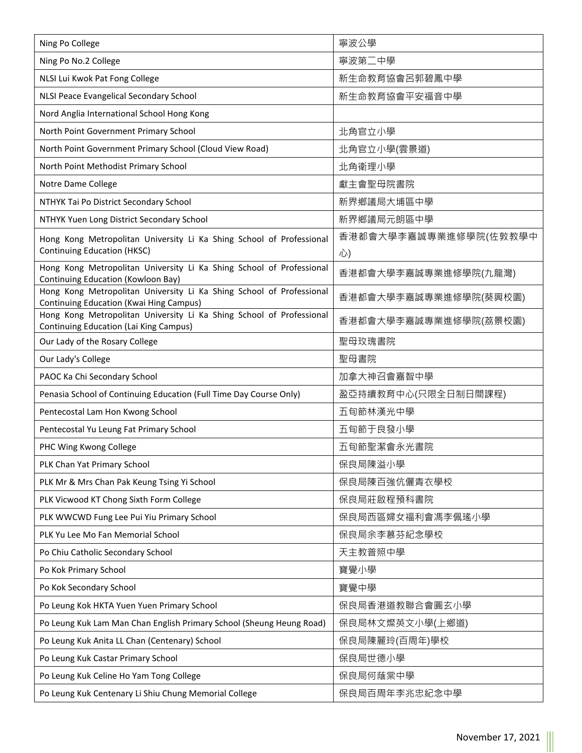| Ning Po College | 寧波公學 |
|---|---|
| Ning Po No.2 College | 寧波第二中學 |
| NLSI Lui Kwok Pat Fong College | 新生命教育協會呂郭碧鳳中學 |
| NLSI Peace Evangelical Secondary School | 新生命教育協會平安福音中學 |
| Nord Anglia International School Hong Kong | |
| North Point Government Primary School | 北角官立小學 |
| North Point Government Primary School (Cloud View Road) | 北角官立小學(雲景道) |
| North Point Methodist Primary School | 北角衛理小學 |
| Notre Dame College | 獻主會聖母院書院 |
| NTHYK Tai Po District Secondary School | 新界鄉議局大埔區中學 |
| NTHYK Yuen Long District Secondary School | 新界鄉議局元朗區中學 |
| Hong Kong Metropolitan University Li Ka Shing School of Professional Continuing Education (HKSC) | 香港都會大學李嘉誠專業進修學院(佐敦教學中心) |
| Hong Kong Metropolitan University Li Ka Shing School of Professional Continuing Education (Kowloon Bay) | 香港都會大學李嘉誠專業進修學院(九龍灣) |
| Hong Kong Metropolitan University Li Ka Shing School of Professional Continuing Education (Kwai Hing Campus) | 香港都會大學李嘉誠專業進修學院(葵興校園) |
| Hong Kong Metropolitan University Li Ka Shing School of Professional Continuing Education (Lai King Campus) | 香港都會大學李嘉誠專業進修學院(荔景校園) |
| Our Lady of the Rosary College | 聖母玫瑰書院 |
| Our Lady's College | 聖母書院 |
| PAOC Ka Chi Secondary School | 加拿大神召會嘉智中學 |
| Penasia School of Continuing Education (Full Time Day Course Only) | 盈亞持續教育中心(只限全日制日間課程) |
| Pentecostal Lam Hon Kwong School | 五旬節林漢光中學 |
| Pentecostal Yu Leung Fat Primary School | 五旬節于良發小學 |
| PHC Wing Kwong College | 五旬節聖潔會永光書院 |
| PLK Chan Yat Primary School | 保良局陳溢小學 |
| PLK Mr & Mrs Chan Pak Keung Tsing Yi School | 保良局陳百強伉儷青衣學校 |
| PLK Vicwood KT Chong Sixth Form College | 保良局莊啟程預科書院 |
| PLK WWCWD Fung Lee Pui Yiu Primary School | 保良局西區婦女福利會馮李佩瑤小學 |
| PLK Yu Lee Mo Fan Memorial School | 保良局余李慕芬紀念學校 |
| Po Chiu Catholic Secondary School | 天主教普照中學 |
| Po Kok Primary School | 寶覺小學 |
| Po Kok Secondary School | 寶覺中學 |
| Po Leung Kok HKTA Yuen Yuen Primary School | 保良局香港道教聯合會圓玄小學 |
| Po Leung Kuk Lam Man Chan English Primary School (Sheung Heung Road) | 保良局林文燦英文小學(上鄉道) |
| Po Leung Kuk Anita LL Chan (Centenary) School | 保良局陳麗玲(百周年)學校 |
| Po Leung Kuk Castar Primary School | 保良局世德小學 |
| Po Leung Kuk Celine Ho Yam Tong College | 保良局何蔭棠中學 |
| Po Leung Kuk Centenary Li Shiu Chung Memorial College | 保良局百周年李兆忠紀念中學 |

November 17, 2021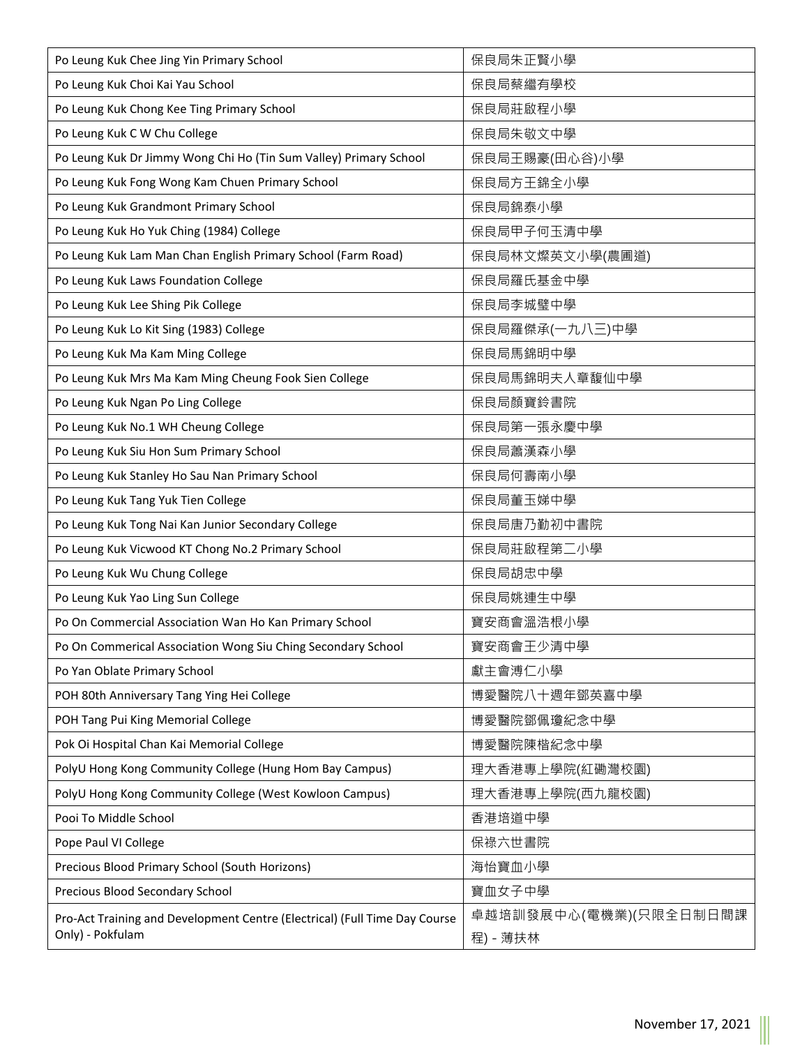| | |
|---|---|
| Po Leung Kuk Chee Jing Yin Primary School | 保良局朱正賢小學 |
| Po Leung Kuk Choi Kai Yau School | 保良局蔡繼有學校 |
| Po Leung Kuk Chong Kee Ting Primary School | 保良局莊啟程小學 |
| Po Leung Kuk C W Chu College | 保良局朱敬文中學 |
| Po Leung Kuk Dr Jimmy Wong Chi Ho (Tin Sum Valley) Primary School | 保良局王賜豪(田心谷)小學 |
| Po Leung Kuk Fong Wong Kam Chuen Primary School | 保良局方王錦全小學 |
| Po Leung Kuk Grandmont Primary School | 保良局錦泰小學 |
| Po Leung Kuk Ho Yuk Ching (1984) College | 保良局甲子何玉清中學 |
| Po Leung Kuk Lam Man Chan English Primary School (Farm Road) | 保良局林文燦英文小學(農圃道) |
| Po Leung Kuk Laws Foundation College | 保良局羅氏基金中學 |
| Po Leung Kuk Lee Shing Pik College | 保良局李城璧中學 |
| Po Leung Kuk Lo Kit Sing (1983) College | 保良局羅傑承(一九八三)中學 |
| Po Leung Kuk Ma Kam Ming College | 保良局馬錦明中學 |
| Po Leung Kuk Mrs Ma Kam Ming Cheung Fook Sien College | 保良局馬錦明夫人章馥仙中學 |
| Po Leung Kuk Ngan Po Ling College | 保良局顏寶鈴書院 |
| Po Leung Kuk No.1 WH Cheung College | 保良局第一張永慶中學 |
| Po Leung Kuk Siu Hon Sum Primary School | 保良局蕭漢森小學 |
| Po Leung Kuk Stanley Ho Sau Nan Primary School | 保良局何壽南小學 |
| Po Leung Kuk Tang Yuk Tien College | 保良局董玉娣中學 |
| Po Leung Kuk Tong Nai Kan Junior Secondary College | 保良局唐乃勤初中書院 |
| Po Leung Kuk Vicwood KT Chong No.2 Primary School | 保良局莊啟程第二小學 |
| Po Leung Kuk Wu Chung College | 保良局胡忠中學 |
| Po Leung Kuk Yao Ling Sun College | 保良局姚連生中學 |
| Po On Commercial Association Wan Ho Kan Primary School | 寶安商會溫浩根小學 |
| Po On Commerical Association Wong Siu Ching Secondary School | 寶安商會王少清中學 |
| Po Yan Oblate Primary School | 獻主會溥仁小學 |
| POH 80th Anniversary Tang Ying Hei College | 博愛醫院八十週年鄧英喜中學 |
| POH Tang Pui King Memorial College | 博愛醫院鄧佩瓊紀念中學 |
| Pok Oi Hospital Chan Kai Memorial College | 博愛醫院陳楷紀念中學 |
| PolyU Hong Kong Community College (Hung Hom Bay Campus) | 理大香港專上學院(紅磡灣校園) |
| PolyU Hong Kong Community College (West Kowloon Campus) | 理大香港專上學院(西九龍校園) |
| Pooi To Middle School | 香港培道中學 |
| Pope Paul VI College | 保祿六世書院 |
| Precious Blood Primary School (South Horizons) | 海怡寶血小學 |
| Precious Blood Secondary School | 寶血女子中學 |
| Pro-Act Training and Development Centre (Electrical) (Full Time Day Course Only) - Pokfulam | 卓越培訓發展中心(電機業)(只限全日制日間課程) - 薄扶林 |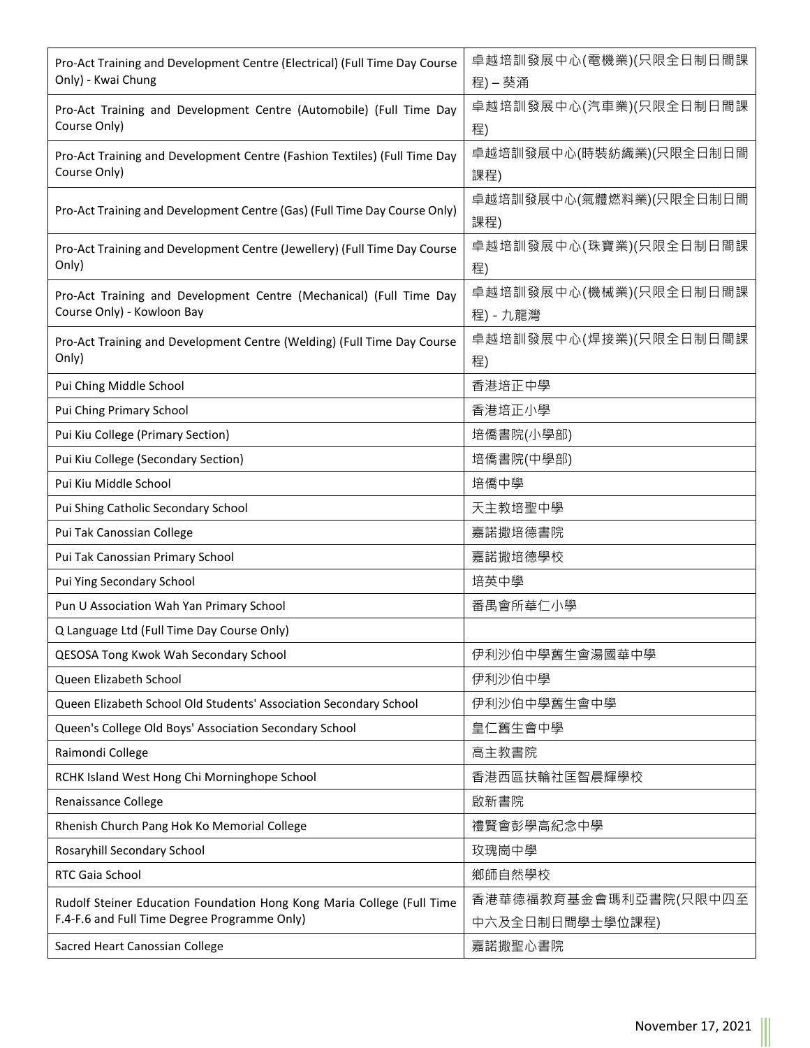| | |
|---|---|
| Pro-Act Training and Development Centre (Electrical) (Full Time Day Course Only) - Kwai Chung | 卓越培訓發展中心(電機業)(只限全日制日間課程) – 葵涌 |
| Pro-Act Training and Development Centre (Automobile) (Full Time Day Course Only) | 卓越培訓發展中心(汽車業)(只限全日制日間課程) |
| Pro-Act Training and Development Centre (Fashion Textiles) (Full Time Day Course Only) | 卓越培訓發展中心(時裝紡織業)(只限全日制日間課程) |
| Pro-Act Training and Development Centre (Gas) (Full Time Day Course Only) | 卓越培訓發展中心(氣體燃料業)(只限全日制日間課程) |
| Pro-Act Training and Development Centre (Jewellery) (Full Time Day Course Only) | 卓越培訓發展中心(珠寶業)(只限全日制日間課程) |
| Pro-Act Training and Development Centre (Mechanical) (Full Time Day Course Only) - Kowloon Bay | 卓越培訓發展中心(機械業)(只限全日制日間課程) - 九龍灣 |
| Pro-Act Training and Development Centre (Welding) (Full Time Day Course Only) | 卓越培訓發展中心(焊接業)(只限全日制日間課程) |
| Pui Ching Middle School | 香港培正中學 |
| Pui Ching Primary School | 香港培正小學 |
| Pui Kiu College (Primary Section) | 培僑書院(小學部) |
| Pui Kiu College (Secondary Section) | 培僑書院(中學部) |
| Pui Kiu Middle School | 培僑中學 |
| Pui Shing Catholic Secondary School | 天主教培聖中學 |
| Pui Tak Canossian College | 嘉諾撒培德書院 |
| Pui Tak Canossian Primary School | 嘉諾撒培德學校 |
| Pui Ying Secondary School | 培英中學 |
| Pun U Association Wah Yan Primary School | 番禺會所華仁小學 |
| Q Language Ltd (Full Time Day Course Only) | |
| QESOSA Tong Kwok Wah Secondary School | 伊利沙伯中學舊生會湯國華中學 |
| Queen Elizabeth School | 伊利沙伯中學 |
| Queen Elizabeth School Old Students' Association Secondary School | 伊利沙伯中學舊生會中學 |
| Queen's College Old Boys' Association Secondary School | 皇仁舊生會中學 |
| Raimondi College | 高主教書院 |
| RCHK Island West Hong Chi Morninghope School | 香港西區扶輪社匡智晨輝學校 |
| Renaissance College | 啟新書院 |
| Rhenish Church Pang Hok Ko Memorial College | 禮賢會彭學高紀念中學 |
| Rosaryhill Secondary School | 玫瑰崗中學 |
| RTC Gaia School | 鄉師自然學校 |
| Rudolf Steiner Education Foundation Hong Kong Maria College (Full Time F.4-F.6 and Full Time Degree Programme Only) | 香港華德福教育基金會瑪利亞書院(只限中四至中六及全日制日間學士學位課程) |
| Sacred Heart Canossian College | 嘉諾撒聖心書院 |

November 17, 2021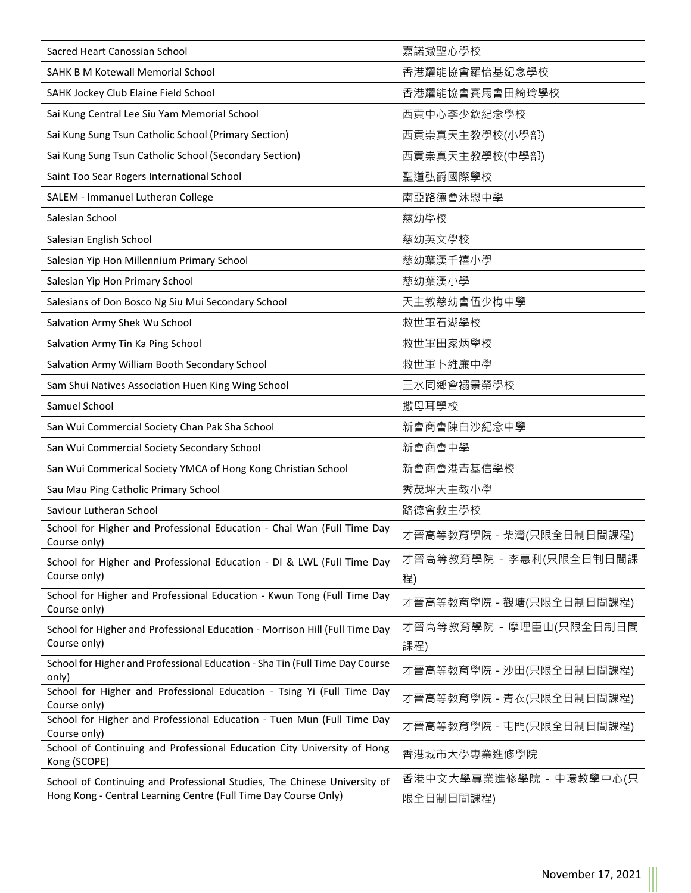| | |
|---|---|
| Sacred Heart Canossian School | 嘉諾撒聖心學校 |
| SAHK B M Kotewall Memorial School | 香港耀能協會羅怡基紀念學校 |
| SAHK Jockey Club Elaine Field School | 香港耀能協會賽馬會田綺玲學校 |
| Sai Kung Central Lee Siu Yam Memorial School | 西貢中心李少欽紀念學校 |
| Sai Kung Sung Tsun Catholic School (Primary Section) | 西貢崇真天主教學校(小學部) |
| Sai Kung Sung Tsun Catholic School (Secondary Section) | 西貢崇真天主教學校(中學部) |
| Saint Too Sear Rogers International School | 聖道弘爵國際學校 |
| SALEM - Immanuel Lutheran College | 南亞路德會沐恩中學 |
| Salesian School | 慈幼學校 |
| Salesian English School | 慈幼英文學校 |
| Salesian Yip Hon Millennium Primary School | 慈幼葉漢千禧小學 |
| Salesian Yip Hon Primary School | 慈幼葉漢小學 |
| Salesians of Don Bosco Ng Siu Mui Secondary School | 天主教慈幼會伍少梅中學 |
| Salvation Army Shek Wu School | 救世軍石湖學校 |
| Salvation Army Tin Ka Ping School | 救世軍田家炳學校 |
| Salvation Army William Booth Secondary School | 救世軍卜維廉中學 |
| Sam Shui Natives Association Huen King Wing School | 三水同鄉會禤景榮學校 |
| Samuel School | 撒母耳學校 |
| San Wui Commercial Society Chan Pak Sha School | 新會商會陳白沙紀念中學 |
| San Wui Commercial Society Secondary School | 新會商會中學 |
| San Wui Commerical Society YMCA of Hong Kong Christian School | 新會商會港青基信學校 |
| Sau Mau Ping Catholic Primary School | 秀茂坪天主教小學 |
| Saviour Lutheran School | 路德會救主學校 |
| School for Higher and Professional Education - Chai Wan (Full Time Day Course only) | 才晉高等教育學院 - 柴灣(只限全日制日間課程) |
| School for Higher and Professional Education - DI & LWL (Full Time Day Course only) | 才晉高等教育學院 - 李惠利(只限全日制日間課程) |
| School for Higher and Professional Education - Kwun Tong (Full Time Day Course only) | 才晉高等教育學院 - 觀塘(只限全日制日間課程) |
| School for Higher and Professional Education - Morrison Hill (Full Time Day Course only) | 才晉高等教育學院 - 摩理臣山(只限全日制日間課程) |
| School for Higher and Professional Education - Sha Tin (Full Time Day Course only) | 才晉高等教育學院 - 沙田(只限全日制日間課程) |
| School for Higher and Professional Education - Tsing Yi (Full Time Day Course only) | 才晉高等教育學院 - 青衣(只限全日制日間課程) |
| School for Higher and Professional Education - Tuen Mun (Full Time Day Course only) | 才晉高等教育學院 - 屯門(只限全日制日間課程) |
| School of Continuing and Professional Education City University of Hong Kong (SCOPE) | 香港城市大學專業進修學院 |
| School of Continuing and Professional Studies, The Chinese University of Hong Kong - Central Learning Centre (Full Time Day Course Only) | 香港中文大學專業進修學院 - 中環教學中心(只限全日制日間課程) |

November 17, 2021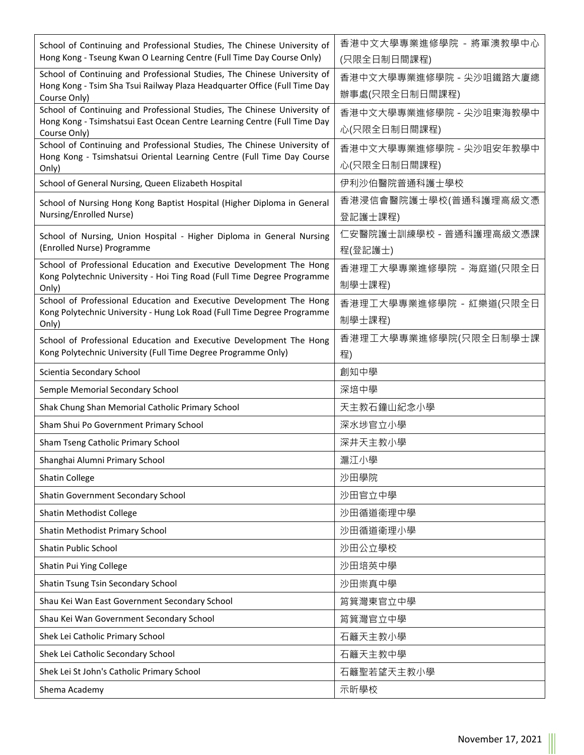| | |
|---|---|
| School of Continuing and Professional Studies, The Chinese University of Hong Kong - Tseung Kwan O Learning Centre (Full Time Day Course Only) | 香港中文大學專業進修學院 - 將軍澳教學中心(只限全日制日間課程) |
| School of Continuing and Professional Studies, The Chinese University of Hong Kong - Tsim Sha Tsui Railway Plaza Headquarter Office (Full Time Day Course Only) | 香港中文大學專業進修學院 - 尖沙咀鐵路大廈總辦事處(只限全日制日間課程) |
| School of Continuing and Professional Studies, The Chinese University of Hong Kong - Tsimshatsui East Ocean Centre Learning Centre (Full Time Day Course Only) | 香港中文大學專業進修學院 - 尖沙咀東海教學中心(只限全日制日間課程) |
| School of Continuing and Professional Studies, The Chinese University of Hong Kong - Tsimshatsui Oriental Learning Centre (Full Time Day Course Only) | 香港中文大學專業進修學院 - 尖沙咀安年教學中心(只限全日制日間課程) |
| School of General Nursing, Queen Elizabeth Hospital | 伊利沙伯醫院普通科護士學校 |
| School of Nursing Hong Kong Baptist Hospital (Higher Diploma in General Nursing/Enrolled Nurse) | 香港浸信會醫院護士學校(普通科護理高級文憑登記護士課程) |
| School of Nursing, Union Hospital - Higher Diploma in General Nursing (Enrolled Nurse) Programme | 仁安醫院護士訓練學校 - 普通科護理高級文憑課程(登記護士) |
| School of Professional Education and Executive Development The Hong Kong Polytechnic University - Hoi Ting Road (Full Time Degree Programme Only) | 香港理工大學專業進修學院 - 海庭道(只限全日制學士課程) |
| School of Professional Education and Executive Development The Hong Kong Polytechnic University - Hung Lok Road (Full Time Degree Programme Only) | 香港理工大學專業進修學院 - 紅樂道(只限全日制學士課程) |
| School of Professional Education and Executive Development The Hong Kong Polytechnic University (Full Time Degree Programme Only) | 香港理工大學專業進修學院(只限全日制學士課程) |
| Scientia Secondary School | 創知中學 |
| Semple Memorial Secondary School | 深培中學 |
| Shak Chung Shan Memorial Catholic Primary School | 天主教石鐘山紀念小學 |
| Sham Shui Po Government Primary School | 深水埗官立小學 |
| Sham Tseng Catholic Primary School | 深井天主教小學 |
| Shanghai Alumni Primary School | 滬江小學 |
| Shatin College | 沙田學院 |
| Shatin Government Secondary School | 沙田官立中學 |
| Shatin Methodist College | 沙田循道衛理中學 |
| Shatin Methodist Primary School | 沙田循道衛理小學 |
| Shatin Public School | 沙田公立學校 |
| Shatin Pui Ying College | 沙田培英中學 |
| Shatin Tsung Tsin Secondary School | 沙田崇真中學 |
| Shau Kei Wan East Government Secondary School | 筲箕灣東官立中學 |
| Shau Kei Wan Government Secondary School | 筲箕灣官立中學 |
| Shek Lei Catholic Primary School | 石籬天主教小學 |
| Shek Lei Catholic Secondary School | 石籬天主教中學 |
| Shek Lei St John's Catholic Primary School | 石籬聖若望天主教小學 |
| Shema Academy | 示昕學校 |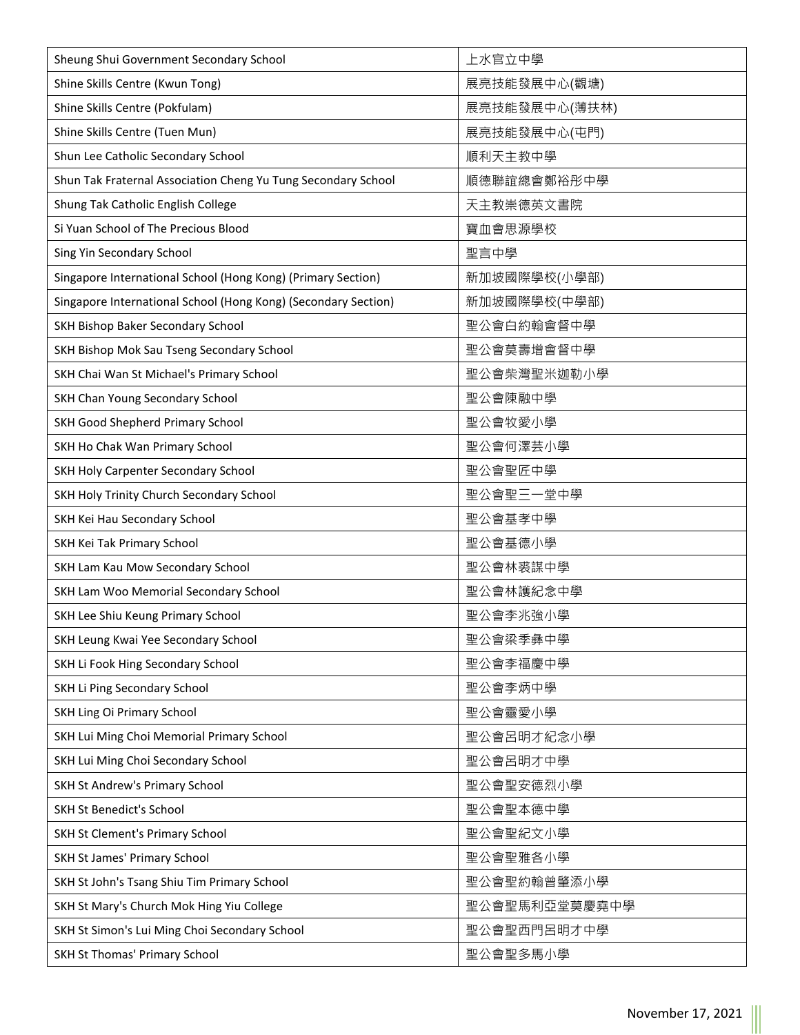| | |
|---|---|
| Sheung Shui Government Secondary School | 上水官立中學 |
| Shine Skills Centre (Kwun Tong) | 展亮技能發展中心(觀塘) |
| Shine Skills Centre (Pokfulam) | 展亮技能發展中心(薄扶林) |
| Shine Skills Centre (Tuen Mun) | 展亮技能發展中心(屯門) |
| Shun Lee Catholic Secondary School | 順利天主教中學 |
| Shun Tak Fraternal Association Cheng Yu Tung Secondary School | 順德聯誼總會鄭裕彤中學 |
| Shung Tak Catholic English College | 天主教崇德英文書院 |
| Si Yuan School of The Precious Blood | 寶血會思源學校 |
| Sing Yin Secondary School | 聖言中學 |
| Singapore International School (Hong Kong) (Primary Section) | 新加坡國際學校(小學部) |
| Singapore International School (Hong Kong) (Secondary Section) | 新加坡國際學校(中學部) |
| SKH Bishop Baker Secondary School | 聖公會白約翰會督中學 |
| SKH Bishop Mok Sau Tseng Secondary School | 聖公會莫壽增會督中學 |
| SKH Chai Wan St Michael's Primary School | 聖公會柴灣聖米迦勒小學 |
| SKH Chan Young Secondary School | 聖公會陳融中學 |
| SKH Good Shepherd Primary School | 聖公會牧愛小學 |
| SKH Ho Chak Wan Primary School | 聖公會何澤芸小學 |
| SKH Holy Carpenter Secondary School | 聖公會聖匠中學 |
| SKH Holy Trinity Church Secondary School | 聖公會聖三一堂中學 |
| SKH Kei Hau Secondary School | 聖公會基孝中學 |
| SKH Kei Tak Primary School | 聖公會基德小學 |
| SKH Lam Kau Mow Secondary School | 聖公會林裘謀中學 |
| SKH Lam Woo Memorial Secondary School | 聖公會林護紀念中學 |
| SKH Lee Shiu Keung Primary School | 聖公會李兆強小學 |
| SKH Leung Kwai Yee Secondary School | 聖公會梁季彝中學 |
| SKH Li Fook Hing Secondary School | 聖公會李福慶中學 |
| SKH Li Ping Secondary School | 聖公會李炳中學 |
| SKH Ling Oi Primary School | 聖公會靈愛小學 |
| SKH Lui Ming Choi Memorial Primary School | 聖公會呂明才紀念小學 |
| SKH Lui Ming Choi Secondary School | 聖公會呂明才中學 |
| SKH St Andrew's Primary School | 聖公會聖安德烈小學 |
| SKH St Benedict's School | 聖公會聖本德中學 |
| SKH St Clement's Primary School | 聖公會聖紀文小學 |
| SKH St James' Primary School | 聖公會聖雅各小學 |
| SKH St John's Tsang Shiu Tim Primary School | 聖公會聖約翰曾肇添小學 |
| SKH St Mary's Church Mok Hing Yiu College | 聖公會聖馬利亞堂莫慶堯中學 |
| SKH St Simon's Lui Ming Choi Secondary School | 聖公會聖西門呂明才中學 |
| SKH St Thomas' Primary School | 聖公會聖多馬小學 |

November 17, 2021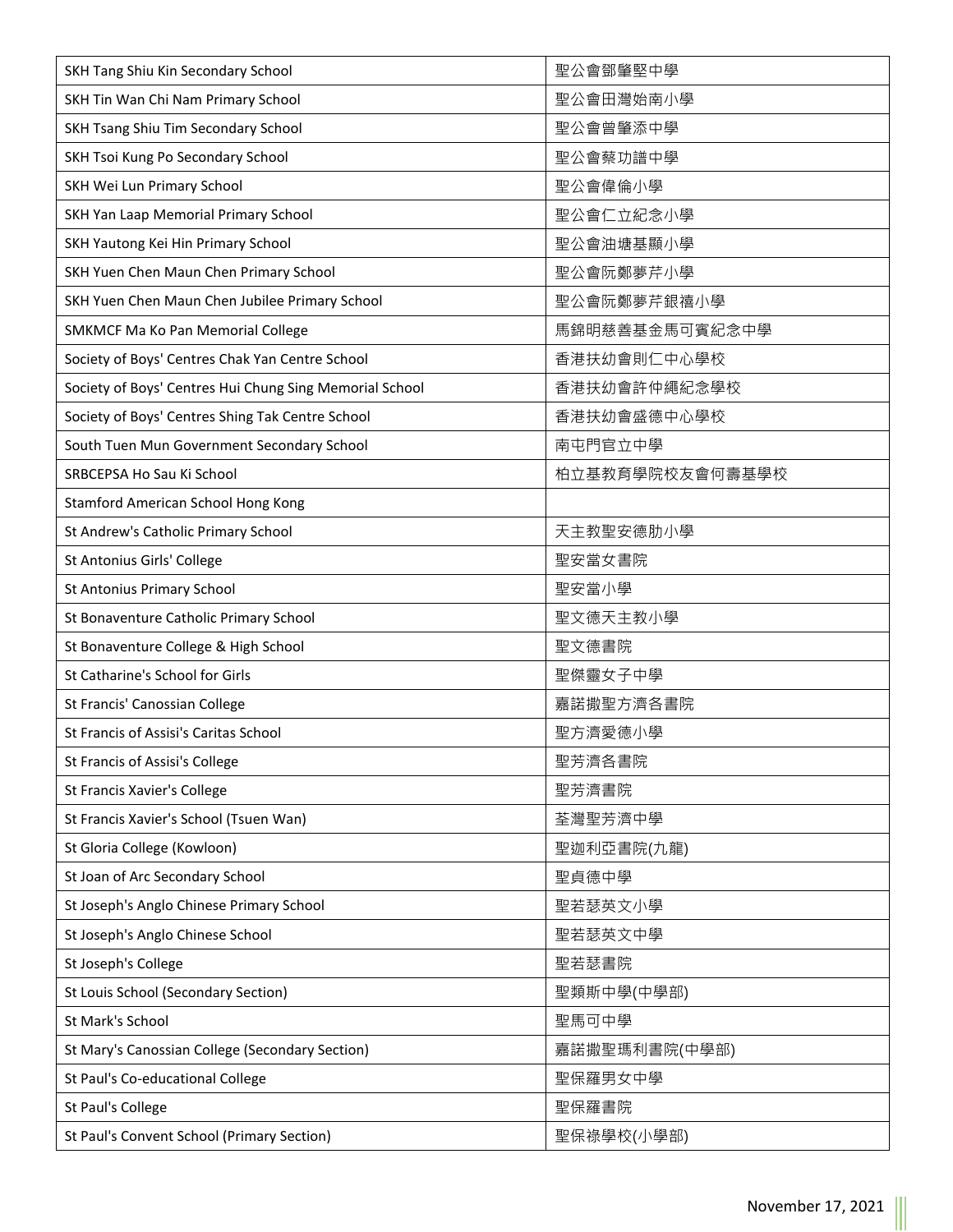| | |
|---|---|
| SKH Tang Shiu Kin Secondary School | 聖公會鄧肇堅中學 |
| SKH Tin Wan Chi Nam Primary School | 聖公會田灣始南小學 |
| SKH Tsang Shiu Tim Secondary School | 聖公會曾肇添中學 |
| SKH Tsoi Kung Po Secondary School | 聖公會蔡功譜中學 |
| SKH Wei Lun Primary School | 聖公會偉倫小學 |
| SKH Yan Laap Memorial Primary School | 聖公會仁立紀念小學 |
| SKH Yautong Kei Hin Primary School | 聖公會油塘基顯小學 |
| SKH Yuen Chen Maun Chen Primary School | 聖公會阮鄭夢芹小學 |
| SKH Yuen Chen Maun Chen Jubilee Primary School | 聖公會阮鄭夢芹銀禧小學 |
| SMKMCF Ma Ko Pan Memorial College | 馬錦明慈善基金馬可賓紀念中學 |
| Society of Boys' Centres Chak Yan Centre School | 香港扶幼會則仁中心學校 |
| Society of Boys' Centres Hui Chung Sing Memorial School | 香港扶幼會許仲繩紀念學校 |
| Society of Boys' Centres Shing Tak Centre School | 香港扶幼會盛德中心學校 |
| South Tuen Mun Government Secondary School | 南屯門官立中學 |
| SRBCEPSA Ho Sau Ki School | 柏立基教育學院校友會何壽基學校 |
| Stamford American School Hong Kong | |
| St Andrew's Catholic Primary School | 天主教聖安德肋小學 |
| St Antonius Girls' College | 聖安當女書院 |
| St Antonius Primary School | 聖安當小學 |
| St Bonaventure Catholic Primary School | 聖文德天主教小學 |
| St Bonaventure College & High School | 聖文德書院 |
| St Catharine's School for Girls | 聖傑靈女子中學 |
| St Francis' Canossian College | 嘉諾撒聖方濟各書院 |
| St Francis of Assisi's Caritas School | 聖方濟愛德小學 |
| St Francis of Assisi's College | 聖芳濟各書院 |
| St Francis Xavier's College | 聖芳濟書院 |
| St Francis Xavier's School (Tsuen Wan) | 荃灣聖芳濟中學 |
| St Gloria College (Kowloon) | 聖迦利亞書院(九龍) |
| St Joan of Arc Secondary School | 聖貞德中學 |
| St Joseph's Anglo Chinese Primary School | 聖若瑟英文小學 |
| St Joseph's Anglo Chinese School | 聖若瑟英文中學 |
| St Joseph's College | 聖若瑟書院 |
| St Louis School (Secondary Section) | 聖類斯中學(中學部) |
| St Mark's School | 聖馬可中學 |
| St Mary's Canossian College (Secondary Section) | 嘉諾撒聖瑪利書院(中學部) |
| St Paul's Co-educational College | 聖保羅男女中學 |
| St Paul's College | 聖保羅書院 |
| St Paul's Convent School (Primary Section) | 聖保祿學校(小學部) |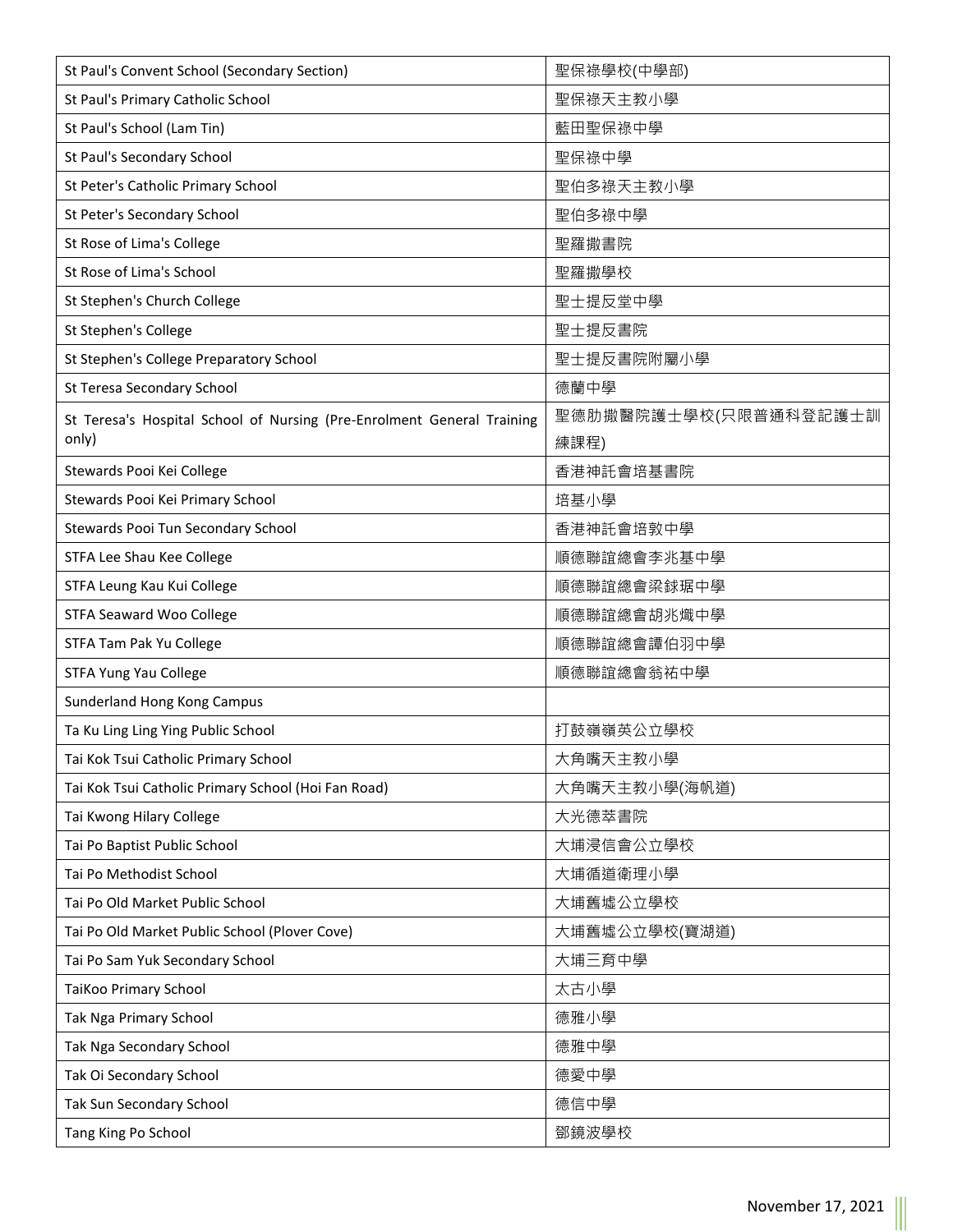| | |
|---|---|
| St Paul's Convent School (Secondary Section) | 聖保祿學校(中學部) |
| St Paul's Primary Catholic School | 聖保祿天主教小學 |
| St Paul's School (Lam Tin) | 藍田聖保祿中學 |
| St Paul's Secondary School | 聖保祿中學 |
| St Peter's Catholic Primary School | 聖伯多祿天主教小學 |
| St Peter's Secondary School | 聖伯多祿中學 |
| St Rose of Lima's College | 聖羅撒書院 |
| St Rose of Lima's School | 聖羅撒學校 |
| St Stephen's Church College | 聖士提反堂中學 |
| St Stephen's College | 聖士提反書院 |
| St Stephen's College Preparatory School | 聖士提反書院附屬小學 |
| St Teresa Secondary School | 德蘭中學 |
| St Teresa's Hospital School of Nursing (Pre-Enrolment General Training only) | 聖德肋撒醫院護士學校(只限普通科登記護士訓練課程) |
| Stewards Pooi Kei College | 香港神託會培基書院 |
| Stewards Pooi Kei Primary School | 培基小學 |
| Stewards Pooi Tun Secondary School | 香港神託會培敦中學 |
| STFA Lee Shau Kee College | 順德聯誼總會李兆基中學 |
| STFA Leung Kau Kui College | 順德聯誼總會梁銶琚中學 |
| STFA Seaward Woo College | 順德聯誼總會胡兆熾中學 |
| STFA Tam Pak Yu College | 順德聯誼總會譚伯羽中學 |
| STFA Yung Yau College | 順德聯誼總會翁祐中學 |
| Sunderland Hong Kong Campus | |
| Ta Ku Ling Ling Ying Public School | 打鼓嶺嶺英公立學校 |
| Tai Kok Tsui Catholic Primary School | 大角嘴天主教小學 |
| Tai Kok Tsui Catholic Primary School (Hoi Fan Road) | 大角嘴天主教小學(海帆道) |
| Tai Kwong Hilary College | 大光德萃書院 |
| Tai Po Baptist Public School | 大埔浸信會公立學校 |
| Tai Po Methodist School | 大埔循道衛理小學 |
| Tai Po Old Market Public School | 大埔舊墟公立學校 |
| Tai Po Old Market Public School (Plover Cove) | 大埔舊墟公立學校(寶湖道) |
| Tai Po Sam Yuk Secondary School | 大埔三育中學 |
| TaiKoo Primary School | 太古小學 |
| Tak Nga Primary School | 德雅小學 |
| Tak Nga Secondary School | 德雅中學 |
| Tak Oi Secondary School | 德愛中學 |
| Tak Sun Secondary School | 德信中學 |
| Tang King Po School | 鄧鏡波學校 |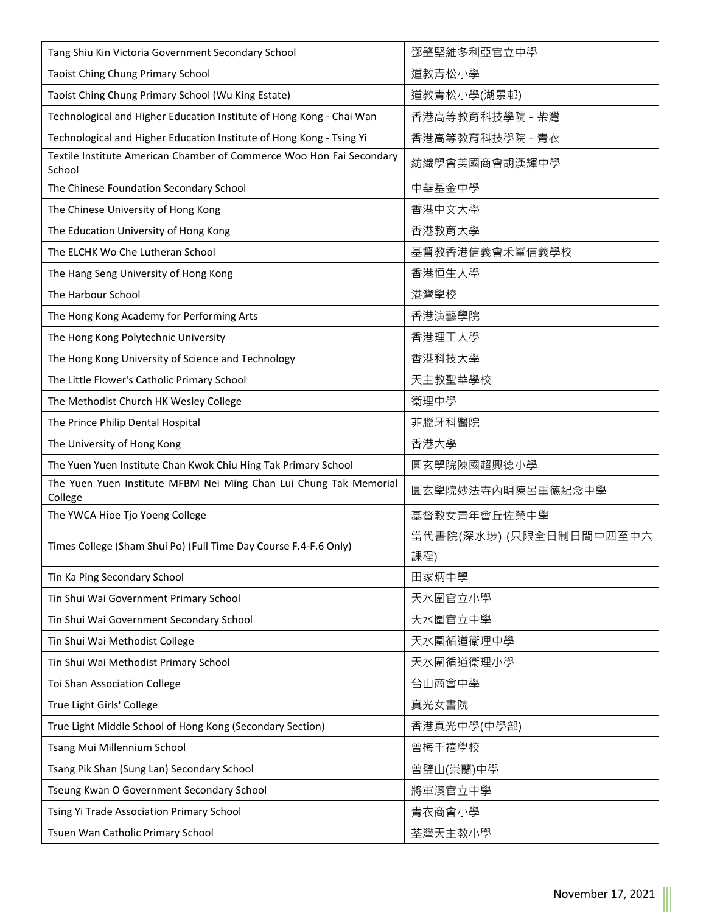| | |
|---|---|
| Tang Shiu Kin Victoria Government Secondary School | 鄧肇堅維多利亞官立中學 |
| Taoist Ching Chung Primary School | 道教青松小學 |
| Taoist Ching Chung Primary School (Wu King Estate) | 道教青松小學(湖景邨) |
| Technological and Higher Education Institute of Hong Kong - Chai Wan | 香港高等教育科技學院 - 柴灣 |
| Technological and Higher Education Institute of Hong Kong - Tsing Yi | 香港高等教育科技學院 - 青衣 |
| Textile Institute American Chamber of Commerce Woo Hon Fai Secondary School | 紡織學會美國商會胡漢輝中學 |
| The Chinese Foundation Secondary School | 中華基金中學 |
| The Chinese University of Hong Kong | 香港中文大學 |
| The Education University of Hong Kong | 香港教育大學 |
| The ELCHK Wo Che Lutheran School | 基督教香港信義會禾輋信義學校 |
| The Hang Seng University of Hong Kong | 香港恒生大學 |
| The Harbour School | 港灣學校 |
| The Hong Kong Academy for Performing Arts | 香港演藝學院 |
| The Hong Kong Polytechnic University | 香港理工大學 |
| The Hong Kong University of Science and Technology | 香港科技大學 |
| The Little Flower's Catholic Primary School | 天主教聖華學校 |
| The Methodist Church HK Wesley College | 衞理中學 |
| The Prince Philip Dental Hospital | 菲臘牙科醫院 |
| The University of Hong Kong | 香港大學 |
| The Yuen Yuen Institute Chan Kwok Chiu Hing Tak Primary School | 圓玄學院陳國超興德小學 |
| The Yuen Yuen Institute MFBM Nei Ming Chan Lui Chung Tak Memorial College | 圓玄學院妙法寺內明陳呂重德紀念中學 |
| The YWCA Hioe Tjo Yoeng College | 基督教女青年會丘佐榮中學 |
| Times College (Sham Shui Po) (Full Time Day Course F.4-F.6 Only) | 當代書院(深水埗) (只限全日制日間中四至中六課程) |
| Tin Ka Ping Secondary School | 田家炳中學 |
| Tin Shui Wai Government Primary School | 天水圍官立小學 |
| Tin Shui Wai Government Secondary School | 天水圍官立中學 |
| Tin Shui Wai Methodist College | 天水圍循道衛理中學 |
| Tin Shui Wai Methodist Primary School | 天水圍循道衛理小學 |
| Toi Shan Association College | 台山商會中學 |
| True Light Girls' College | 真光女書院 |
| True Light Middle School of Hong Kong (Secondary Section) | 香港真光中學(中學部) |
| Tsang Mui Millennium School | 曾梅千禧學校 |
| Tsang Pik Shan (Sung Lan) Secondary School | 曾璧山(崇蘭)中學 |
| Tseung Kwan O Government Secondary School | 將軍澳官立中學 |
| Tsing Yi Trade Association Primary School | 青衣商會小學 |
| Tsuen Wan Catholic Primary School | 荃灣天主教小學 |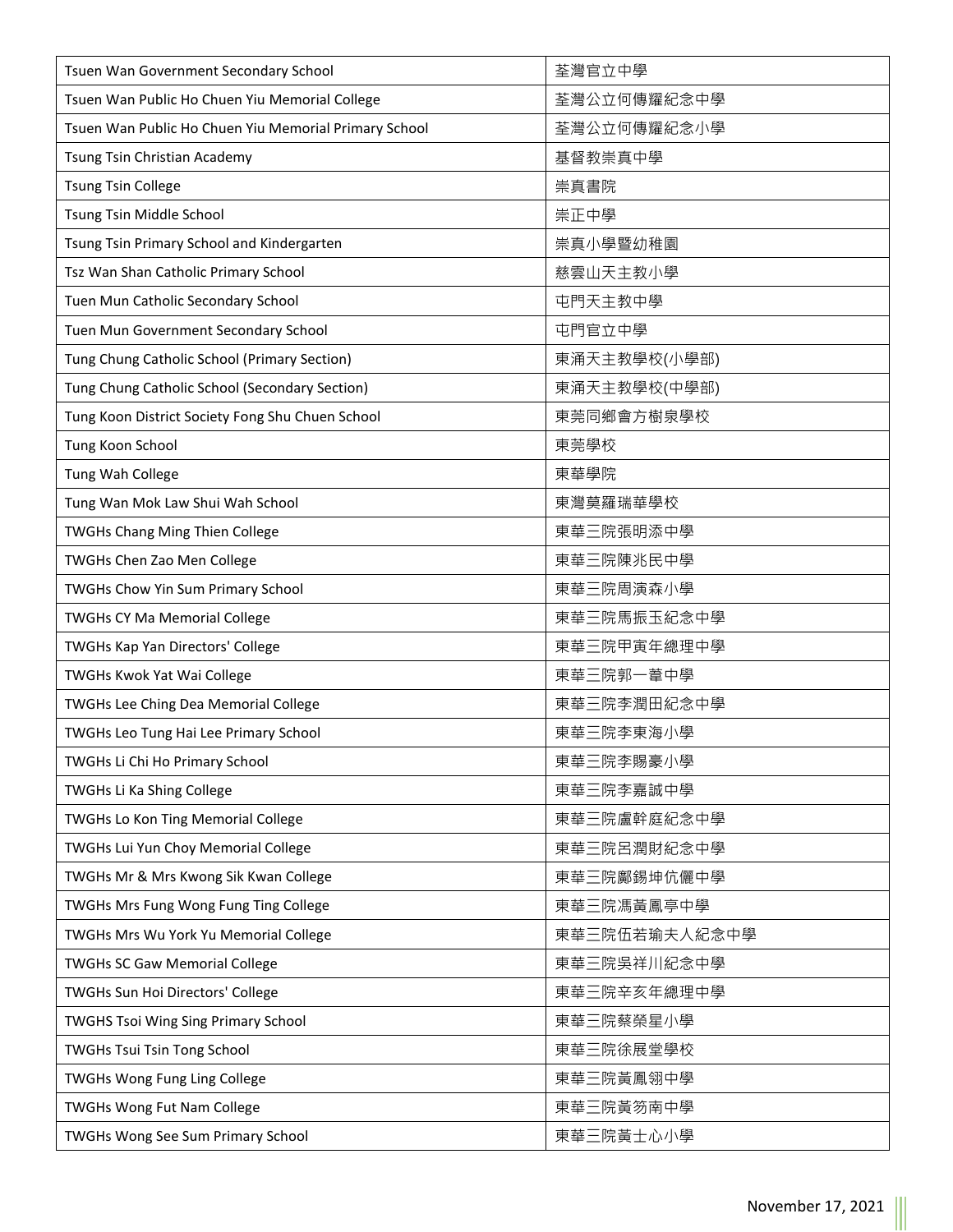| | |
|---|---|
| Tsuen Wan Government Secondary School | 荃灣官立中學 |
| Tsuen Wan Public Ho Chuen Yiu Memorial College | 荃灣公立何傳耀紀念中學 |
| Tsuen Wan Public Ho Chuen Yiu Memorial Primary School | 荃灣公立何傳耀紀念小學 |
| Tsung Tsin Christian Academy | 基督教崇真中學 |
| Tsung Tsin College | 崇真書院 |
| Tsung Tsin Middle School | 崇正中學 |
| Tsung Tsin Primary School and Kindergarten | 崇真小學暨幼稚園 |
| Tsz Wan Shan Catholic Primary School | 慈雲山天主教小學 |
| Tuen Mun Catholic Secondary School | 屯門天主教中學 |
| Tuen Mun Government Secondary School | 屯門官立中學 |
| Tung Chung Catholic School (Primary Section) | 東涌天主教學校(小學部) |
| Tung Chung Catholic School (Secondary Section) | 東涌天主教學校(中學部) |
| Tung Koon District Society Fong Shu Chuen School | 東莞同鄉會方樹泉學校 |
| Tung Koon School | 東莞學校 |
| Tung Wah College | 東華學院 |
| Tung Wan Mok Law Shui Wah School | 東灣莫羅瑞華學校 |
| TWGHs Chang Ming Thien College | 東華三院張明添中學 |
| TWGHs Chen Zao Men College | 東華三院陳兆民中學 |
| TWGHs Chow Yin Sum Primary School | 東華三院周演森小學 |
| TWGHs CY Ma Memorial College | 東華三院馬振玉紀念中學 |
| TWGHs Kap Yan Directors' College | 東華三院甲寅年總理中學 |
| TWGHs Kwok Yat Wai College | 東華三院郭一葦中學 |
| TWGHs Lee Ching Dea Memorial College | 東華三院李潤田紀念中學 |
| TWGHs Leo Tung Hai Lee Primary School | 東華三院李東海小學 |
| TWGHs Li Chi Ho Primary School | 東華三院李賜豪小學 |
| TWGHs Li Ka Shing College | 東華三院李嘉誠中學 |
| TWGHs Lo Kon Ting Memorial College | 東華三院盧幹庭紀念中學 |
| TWGHs Lui Yun Choy Memorial College | 東華三院呂潤財紀念中學 |
| TWGHs Mr & Mrs Kwong Sik Kwan College | 東華三院鄺錫坤伉儷中學 |
| TWGHs Mrs Fung Wong Fung Ting College | 東華三院馮黃鳳亭中學 |
| TWGHs Mrs Wu York Yu Memorial College | 東華三院伍若瑜夫人紀念中學 |
| TWGHs SC Gaw Memorial College | 東華三院吳祥川紀念中學 |
| TWGHs Sun Hoi Directors' College | 東華三院辛亥年總理中學 |
| TWGHS Tsoi Wing Sing Primary School | 東華三院蔡榮星小學 |
| TWGHs Tsui Tsin Tong School | 東華三院徐展堂學校 |
| TWGHs Wong Fung Ling College | 東華三院黃鳳翎中學 |
| TWGHs Wong Fut Nam College | 東華三院黃笏南中學 |
| TWGHs Wong See Sum Primary School | 東華三院黃士心小學 |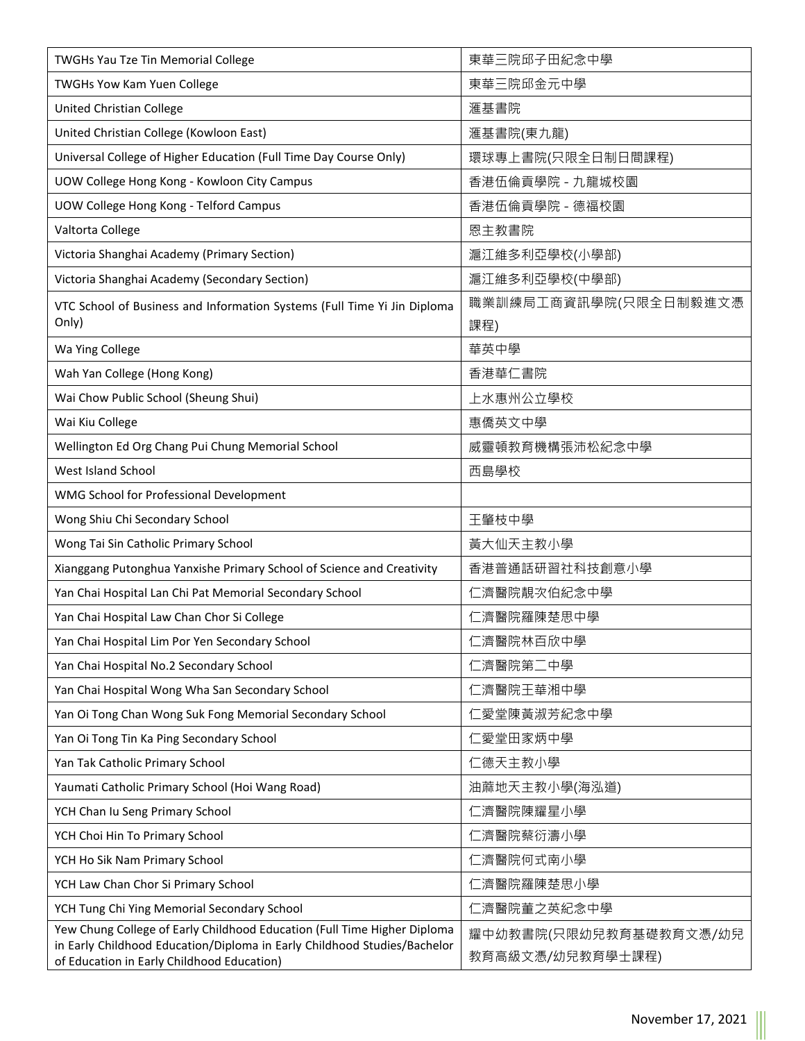| | |
|---|---|
| TWGHs Yau Tze Tin Memorial College | 東華三院邱子田紀念中學 |
| TWGHs Yow Kam Yuen College | 東華三院邱金元中學 |
| United Christian College | 滙基書院 |
| United Christian College (Kowloon East) | 滙基書院(東九龍) |
| Universal College of Higher Education (Full Time Day Course Only) | 環球專上書院(只限全日制日間課程) |
| UOW College Hong Kong - Kowloon City Campus | 香港伍倫貢學院 - 九龍城校園 |
| UOW College Hong Kong - Telford Campus | 香港伍倫貢學院 - 德福校園 |
| Valtorta College | 恩主教書院 |
| Victoria Shanghai Academy (Primary Section) | 滬江維多利亞學校(小學部) |
| Victoria Shanghai Academy (Secondary Section) | 滬江維多利亞學校(中學部) |
| VTC School of Business and Information Systems (Full Time Yi Jin Diploma Only) | 職業訓練局工商資訊學院(只限全日制毅進文憑課程) |
| Wa Ying College | 華英中學 |
| Wah Yan College (Hong Kong) | 香港華仁書院 |
| Wai Chow Public School (Sheung Shui) | 上水惠州公立學校 |
| Wai Kiu College | 惠僑英文中學 |
| Wellington Ed Org Chang Pui Chung Memorial School | 威靈頓教育機構張沛松紀念中學 |
| West Island School | 西島學校 |
| WMG School for Professional Development | |
| Wong Shiu Chi Secondary School | 王肇枝中學 |
| Wong Tai Sin Catholic Primary School | 黃大仙天主教小學 |
| Xianggang Putonghua Yanxishe Primary School of Science and Creativity | 香港普通話研習社科技創意小學 |
| Yan Chai Hospital Lan Chi Pat Memorial Secondary School | 仁濟醫院靚次伯紀念中學 |
| Yan Chai Hospital Law Chan Chor Si College | 仁濟醫院羅陳楚思中學 |
| Yan Chai Hospital Lim Por Yen Secondary School | 仁濟醫院林百欣中學 |
| Yan Chai Hospital No.2 Secondary School | 仁濟醫院第二中學 |
| Yan Chai Hospital Wong Wha San Secondary School | 仁濟醫院王華湘中學 |
| Yan Oi Tong Chan Wong Suk Fong Memorial Secondary School | 仁愛堂陳黃淑芳紀念中學 |
| Yan Oi Tong Tin Ka Ping Secondary School | 仁愛堂田家炳中學 |
| Yan Tak Catholic Primary School | 仁德天主教小學 |
| Yaumati Catholic Primary School (Hoi Wang Road) | 油蔴地天主教小學(海泓道) |
| YCH Chan Iu Seng Primary School | 仁濟醫院陳耀星小學 |
| YCH Choi Hin To Primary School | 仁濟醫院蔡衍濤小學 |
| YCH Ho Sik Nam Primary School | 仁濟醫院何式南小學 |
| YCH Law Chan Chor Si Primary School | 仁濟醫院羅陳楚思小學 |
| YCH Tung Chi Ying Memorial Secondary School | 仁濟醫院董之英紀念中學 |
| Yew Chung College of Early Childhood Education (Full Time Higher Diploma in Early Childhood Education/Diploma in Early Childhood Studies/Bachelor of Education in Early Childhood Education) | 耀中幼教書院(只限幼兒教育基礎教育文憑/幼兒教育高級文憑/幼兒教育學士課程) |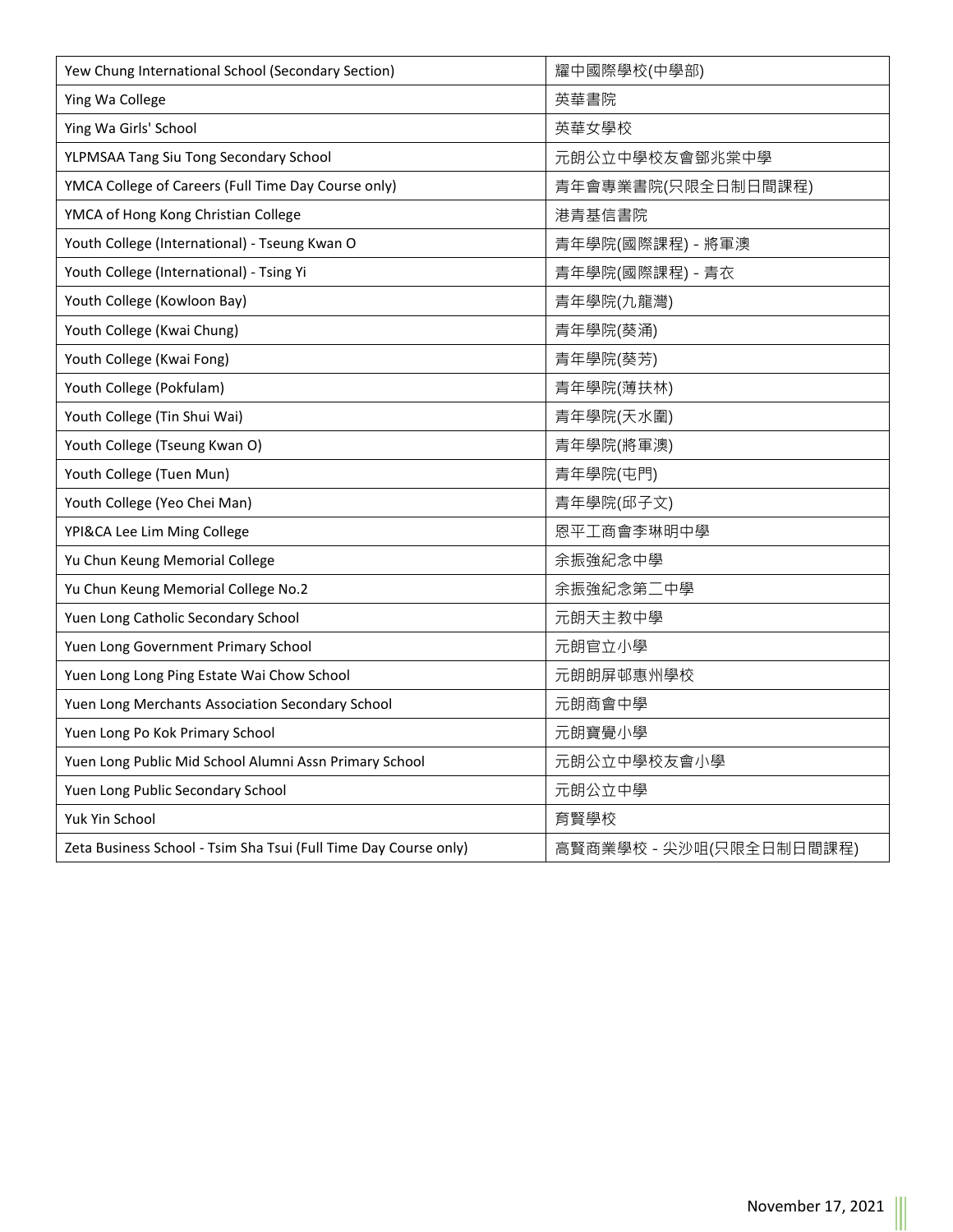| | |
|---|---|
| Yew Chung International School (Secondary Section) | 耀中國際學校(中學部) |
| Ying Wa College | 英華書院 |
| Ying Wa Girls' School | 英華女學校 |
| YLPMSAA Tang Siu Tong Secondary School | 元朗公立中學校友會鄧兆棠中學 |
| YMCA College of Careers (Full Time Day Course only) | 青年會專業書院(只限全日制日間課程) |
| YMCA of Hong Kong Christian College | 港青基信書院 |
| Youth College (International) - Tseung Kwan O | 青年學院(國際課程) - 將軍澳 |
| Youth College (International) - Tsing Yi | 青年學院(國際課程) - 青衣 |
| Youth College (Kowloon Bay) | 青年學院(九龍灣) |
| Youth College (Kwai Chung) | 青年學院(葵涌) |
| Youth College (Kwai Fong) | 青年學院(葵芳) |
| Youth College (Pokfulam) | 青年學院(薄扶林) |
| Youth College (Tin Shui Wai) | 青年學院(天水圍) |
| Youth College (Tseung Kwan O) | 青年學院(將軍澳) |
| Youth College (Tuen Mun) | 青年學院(屯門) |
| Youth College (Yeo Chei Man) | 青年學院(邱子文) |
| YPI&CA Lee Lim Ming College | 恩平工商會李琳明中學 |
| Yu Chun Keung Memorial College | 余振強紀念中學 |
| Yu Chun Keung Memorial College No.2 | 余振強紀念第二中學 |
| Yuen Long Catholic Secondary School | 元朗天主教中學 |
| Yuen Long Government Primary School | 元朗官立小學 |
| Yuen Long Long Ping Estate Wai Chow School | 元朗朗屏邨惠州學校 |
| Yuen Long Merchants Association Secondary School | 元朗商會中學 |
| Yuen Long Po Kok Primary School | 元朗寶覺小學 |
| Yuen Long Public Mid School Alumni Assn Primary School | 元朗公立中學校友會小學 |
| Yuen Long Public Secondary School | 元朗公立中學 |
| Yuk Yin School | 育賢學校 |
| Zeta Business School - Tsim Sha Tsui (Full Time Day Course only) | 高賢商業學校 - 尖沙咀(只限全日制日間課程) |